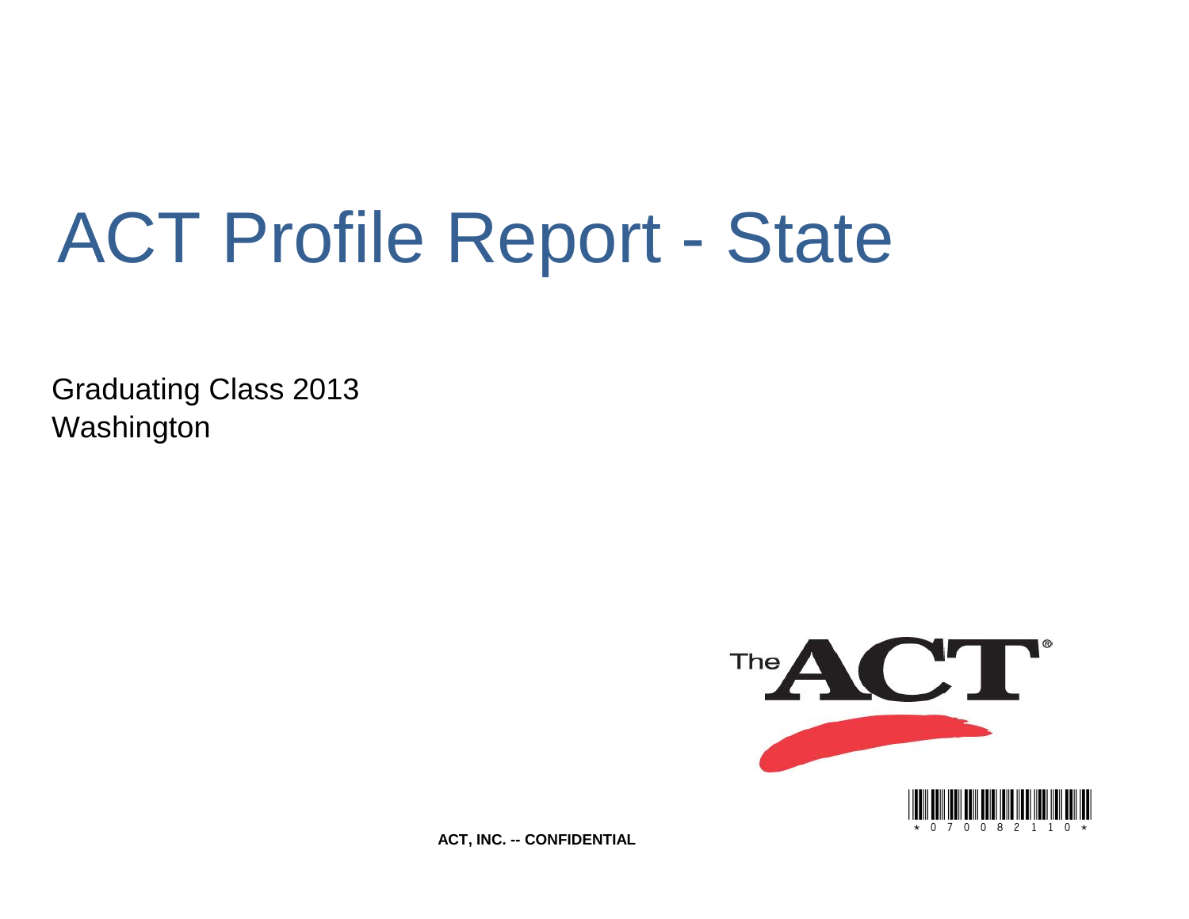# ACT Profile Report - State

Graduating Class 2013
Washington

ACT, INC. -- CONFIDENTIAL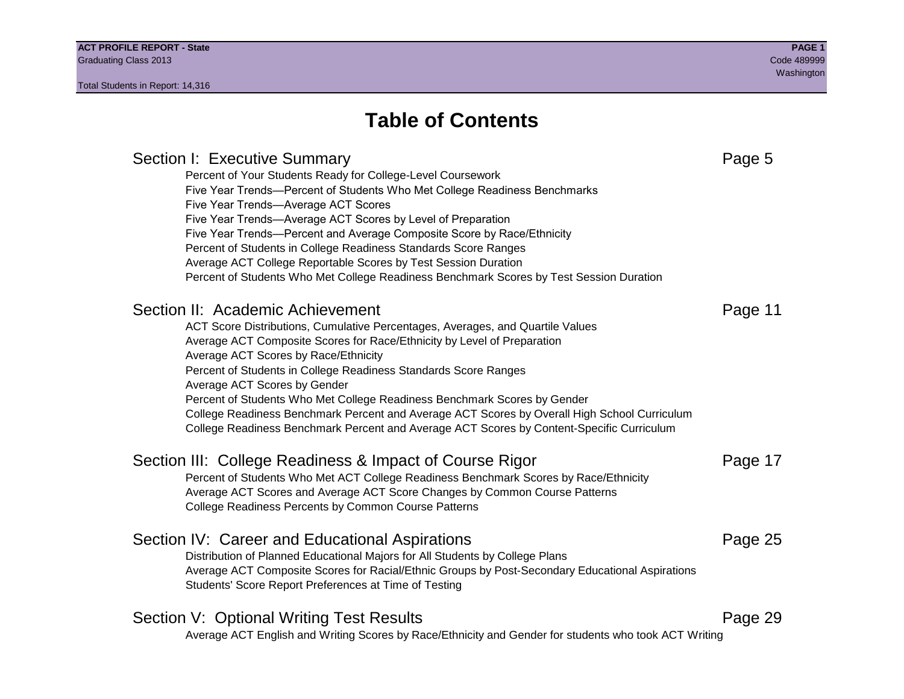# Table of Contents

## Section I: Executive Summary — Page 5

- Percent of Your Students Ready for College-Level Coursework
- Five Year Trends—Percent of Students Who Met College Readiness Benchmarks
- Five Year Trends—Average ACT Scores
- Five Year Trends—Average ACT Scores by Level of Preparation
- Five Year Trends—Percent and Average Composite Score by Race/Ethnicity
- Percent of Students in College Readiness Standards Score Ranges
- Average ACT College Reportable Scores by Test Session Duration
- Percent of Students Who Met College Readiness Benchmark Scores by Test Session Duration

## Section II: Academic Achievement — Page 11

- ACT Score Distributions, Cumulative Percentages, Averages, and Quartile Values
- Average ACT Composite Scores for Race/Ethnicity by Level of Preparation
- Average ACT Scores by Race/Ethnicity
- Percent of Students in College Readiness Standards Score Ranges
- Average ACT Scores by Gender
- Percent of Students Who Met College Readiness Benchmark Scores by Gender
- College Readiness Benchmark Percent and Average ACT Scores by Overall High School Curriculum
- College Readiness Benchmark Percent and Average ACT Scores by Content-Specific Curriculum

## Section III: College Readiness & Impact of Course Rigor — Page 17

- Percent of Students Who Met ACT College Readiness Benchmark Scores by Race/Ethnicity
- Average ACT Scores and Average ACT Score Changes by Common Course Patterns
- College Readiness Percents by Common Course Patterns

## Section IV: Career and Educational Aspirations — Page 25

- Distribution of Planned Educational Majors for All Students by College Plans
- Average ACT Composite Scores for Racial/Ethnic Groups by Post-Secondary Educational Aspirations
- Students' Score Report Preferences at Time of Testing

## Section V: Optional Writing Test Results — Page 29

- Average ACT English and Writing Scores by Race/Ethnicity and Gender for students who took ACT Writing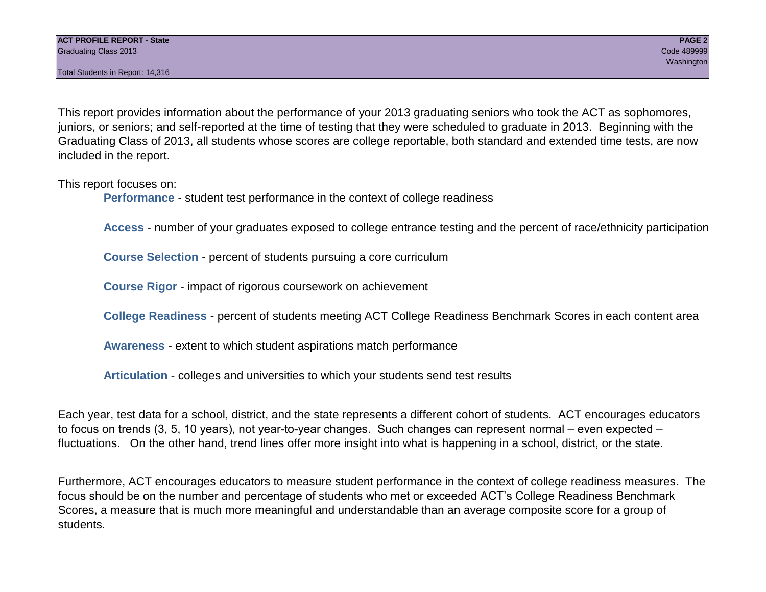This report provides information about the performance of your 2013 graduating seniors who took the ACT as sophomores, juniors, or seniors; and self-reported at the time of testing that they were scheduled to graduate in 2013. Beginning with the Graduating Class of 2013, all students whose scores are college reportable, both standard and extended time tests, are now included in the report.

This report focuses on:

- **Performance** - student test performance in the context of college readiness
- **Access** - number of your graduates exposed to college entrance testing and the percent of race/ethnicity participation
- **Course Selection** - percent of students pursuing a core curriculum
- **Course Rigor** - impact of rigorous coursework on achievement
- **College Readiness** - percent of students meeting ACT College Readiness Benchmark Scores in each content area
- **Awareness** - extent to which student aspirations match performance
- **Articulation** - colleges and universities to which your students send test results

Each year, test data for a school, district, and the state represents a different cohort of students. ACT encourages educators to focus on trends (3, 5, 10 years), not year-to-year changes. Such changes can represent normal – even expected – fluctuations. On the other hand, trend lines offer more insight into what is happening in a school, district, or the state.

Furthermore, ACT encourages educators to measure student performance in the context of college readiness measures. The focus should be on the number and percentage of students who met or exceeded ACT's College Readiness Benchmark Scores, a measure that is much more meaningful and understandable than an average composite score for a group of students.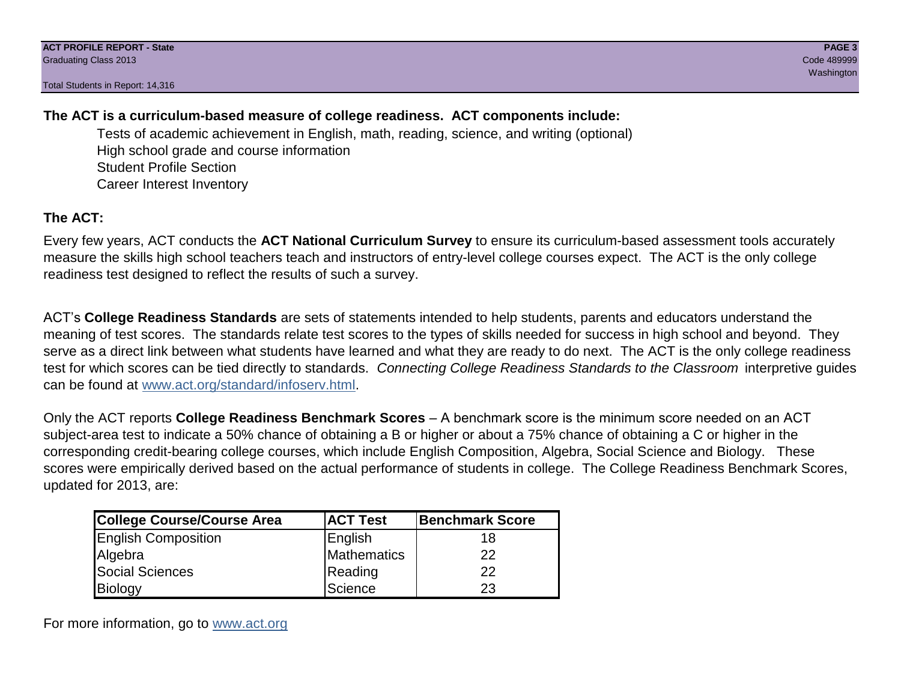**The ACT is a curriculum-based measure of college readiness. ACT components include:**

- Tests of academic achievement in English, math, reading, science, and writing (optional)
- High school grade and course information
- Student Profile Section
- Career Interest Inventory

**The ACT:**

Every few years, ACT conducts the **ACT National Curriculum Survey** to ensure its curriculum-based assessment tools accurately measure the skills high school teachers teach and instructors of entry-level college courses expect. The ACT is the only college readiness test designed to reflect the results of such a survey.

ACT's **College Readiness Standards** are sets of statements intended to help students, parents and educators understand the meaning of test scores. The standards relate test scores to the types of skills needed for success in high school and beyond. They serve as a direct link between what students have learned and what they are ready to do next. The ACT is the only college readiness test for which scores can be tied directly to standards. *Connecting College Readiness Standards to the Classroom* interpretive guides can be found at www.act.org/standard/infoserv.html.

Only the ACT reports **College Readiness Benchmark Scores** – A benchmark score is the minimum score needed on an ACT subject-area test to indicate a 50% chance of obtaining a B or higher or about a 75% chance of obtaining a C or higher in the corresponding credit-bearing college courses, which include English Composition, Algebra, Social Science and Biology. These scores were empirically derived based on the actual performance of students in college. The College Readiness Benchmark Scores, updated for 2013, are:

| College Course/Course Area | ACT Test | Benchmark Score |
|---|---|---|
| English Composition | English | 18 |
| Algebra | Mathematics | 22 |
| Social Sciences | Reading | 22 |
| Biology | Science | 23 |

For more information, go to www.act.org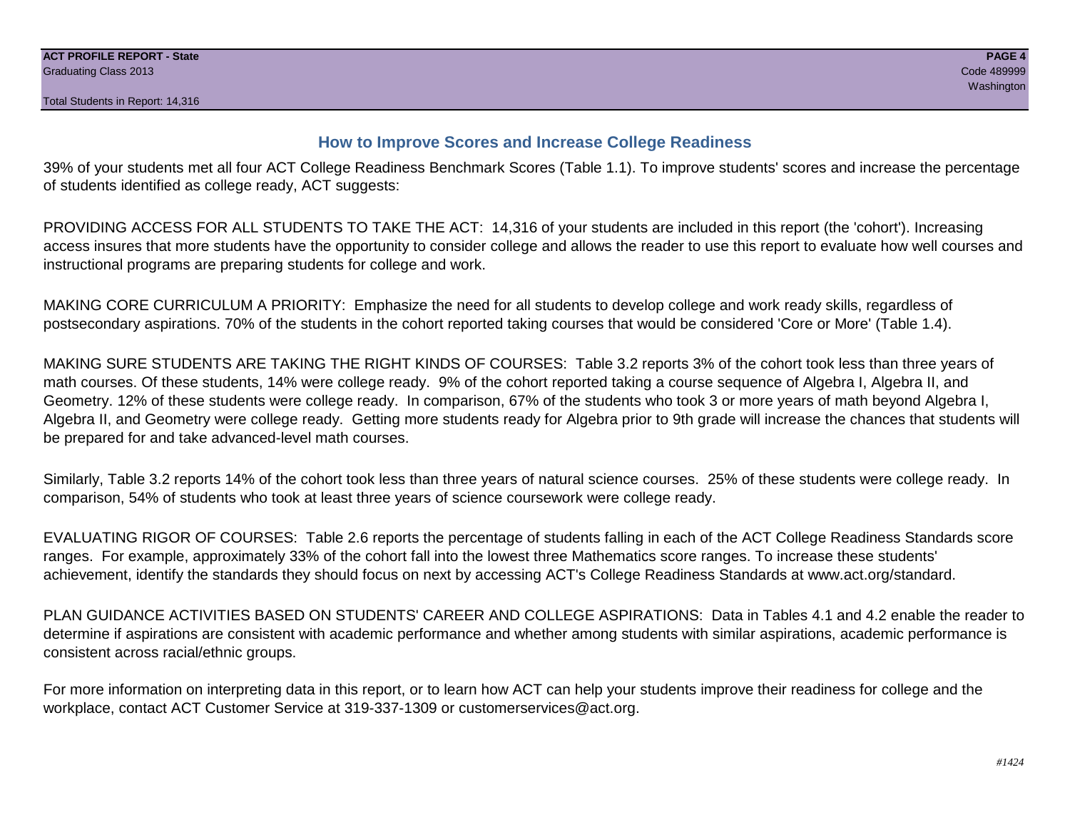## How to Improve Scores and Increase College Readiness

39% of your students met all four ACT College Readiness Benchmark Scores (Table 1.1). To improve students' scores and increase the percentage of students identified as college ready, ACT suggests:

PROVIDING ACCESS FOR ALL STUDENTS TO TAKE THE ACT: 14,316 of your students are included in this report (the 'cohort'). Increasing access insures that more students have the opportunity to consider college and allows the reader to use this report to evaluate how well courses and instructional programs are preparing students for college and work.

MAKING CORE CURRICULUM A PRIORITY: Emphasize the need for all students to develop college and work ready skills, regardless of postsecondary aspirations. 70% of the students in the cohort reported taking courses that would be considered 'Core or More' (Table 1.4).

MAKING SURE STUDENTS ARE TAKING THE RIGHT KINDS OF COURSES: Table 3.2 reports 3% of the cohort took less than three years of math courses. Of these students, 14% were college ready. 9% of the cohort reported taking a course sequence of Algebra I, Algebra II, and Geometry. 12% of these students were college ready. In comparison, 67% of the students who took 3 or more years of math beyond Algebra I, Algebra II, and Geometry were college ready. Getting more students ready for Algebra prior to 9th grade will increase the chances that students will be prepared for and take advanced-level math courses.

Similarly, Table 3.2 reports 14% of the cohort took less than three years of natural science courses. 25% of these students were college ready. In comparison, 54% of students who took at least three years of science coursework were college ready.

EVALUATING RIGOR OF COURSES: Table 2.6 reports the percentage of students falling in each of the ACT College Readiness Standards score ranges. For example, approximately 33% of the cohort fall into the lowest three Mathematics score ranges. To increase these students' achievement, identify the standards they should focus on next by accessing ACT's College Readiness Standards at www.act.org/standard.

PLAN GUIDANCE ACTIVITIES BASED ON STUDENTS' CAREER AND COLLEGE ASPIRATIONS: Data in Tables 4.1 and 4.2 enable the reader to determine if aspirations are consistent with academic performance and whether among students with similar aspirations, academic performance is consistent across racial/ethnic groups.

For more information on interpreting data in this report, or to learn how ACT can help your students improve their readiness for college and the workplace, contact ACT Customer Service at 319-337-1309 or customerservices@act.org.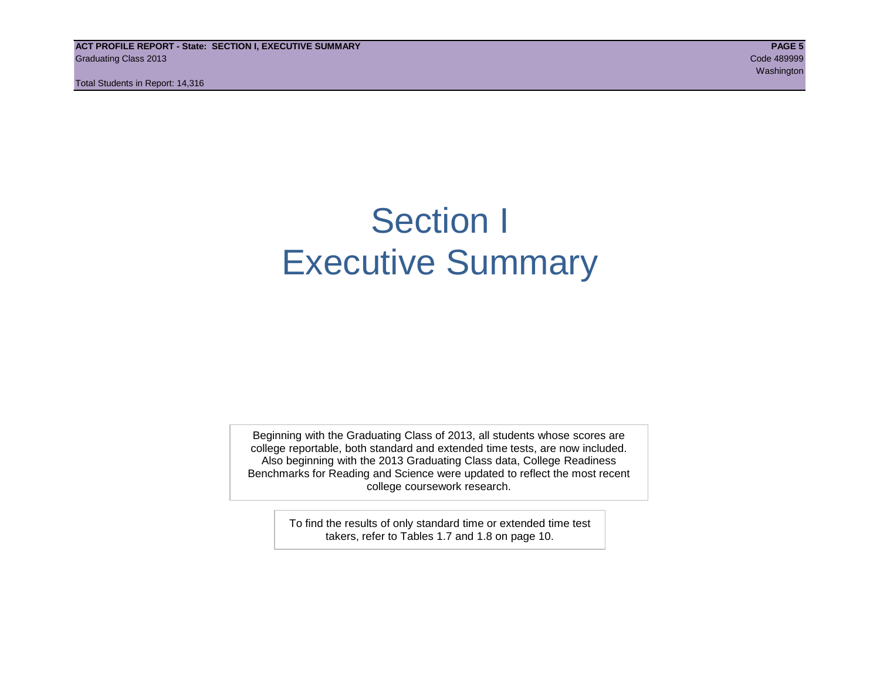# Section I
# Executive Summary

Beginning with the Graduating Class of 2013, all students whose scores are college reportable, both standard and extended time tests, are now included. Also beginning with the 2013 Graduating Class data, College Readiness Benchmarks for Reading and Science were updated to reflect the most recent college coursework research.

To find the results of only standard time or extended time test takers, refer to Tables 1.7 and 1.8 on page 10.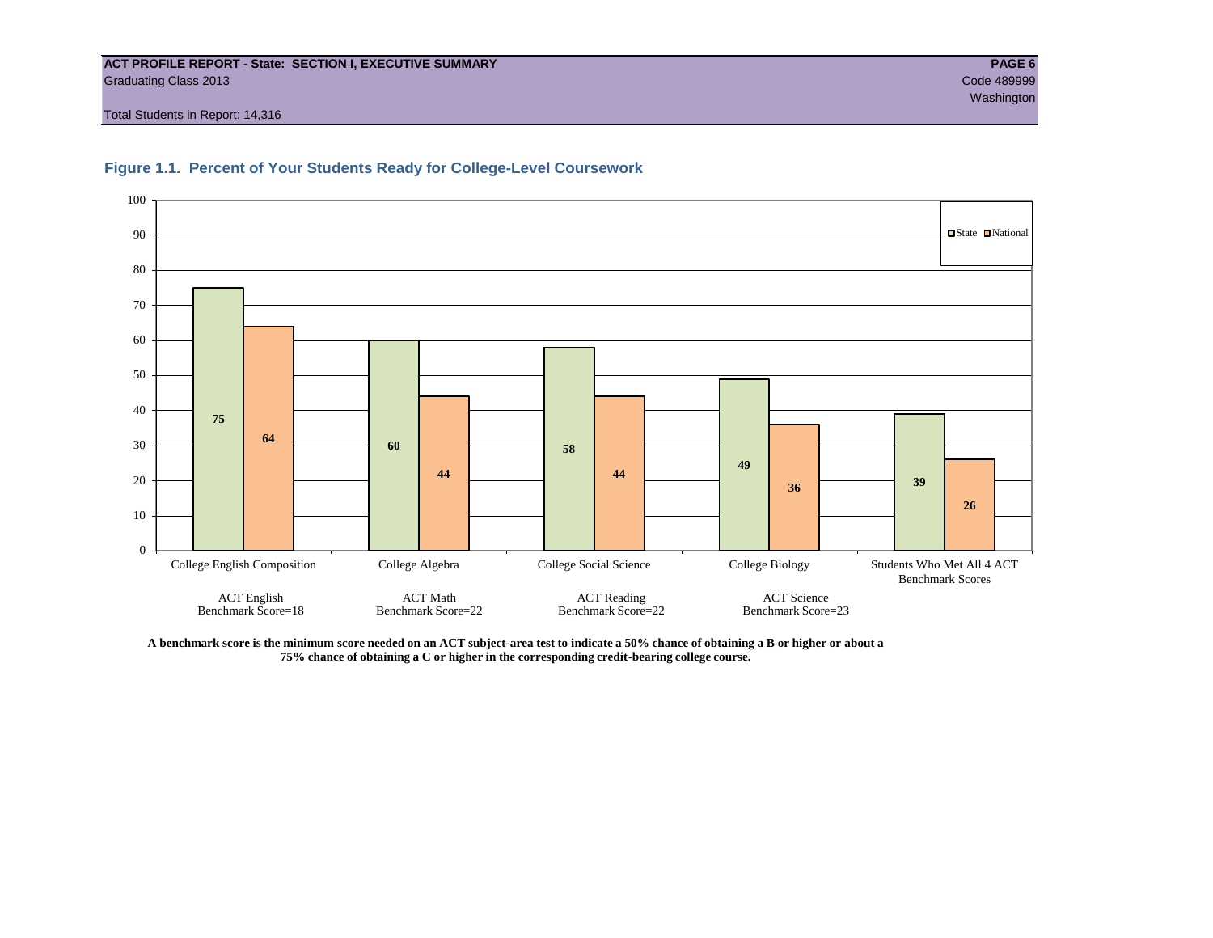**ACT PROFILE REPORT - State: SECTION I, EXECUTIVE SUMMARY**
Graduating Class 2013
Code 489999
Washington
Total Students in Report: 14,316

## Figure 1.1. Percent of Your Students Ready for College-Level Coursework

| Course | ACT Test | Benchmark Score | State | National |
|---|---|---|---|---|
| College English Composition | ACT English | 18 | 75 | 64 |
| College Algebra | ACT Math | 22 | 60 | 44 |
| College Social Science | ACT Reading | 22 | 58 | 44 |
| College Biology | ACT Science | 23 | 49 | 36 |
| Students Who Met All 4 ACT Benchmark Scores | | | 39 | 26 |

**A benchmark score is the minimum score needed on an ACT subject-area test to indicate a 50% chance of obtaining a B or higher or about a 75% chance of obtaining a C or higher in the corresponding credit-bearing college course.**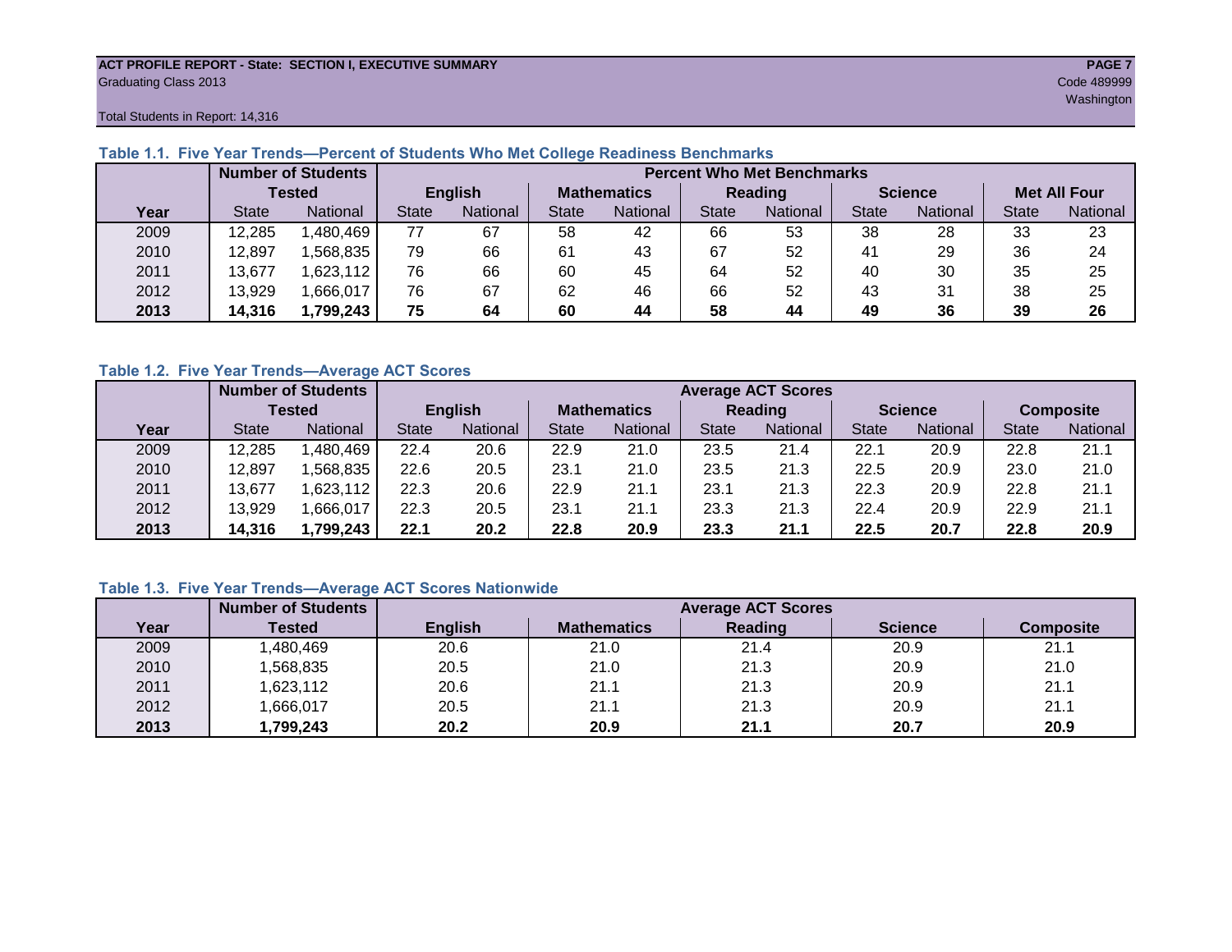ACT PROFILE REPORT - State: SECTION I, EXECUTIVE SUMMARY
Graduating Class 2013
Code 489999
Washington
Total Students in Report: 14,316

### Table 1.1. Five Year Trends—Percent of Students Who Met College Readiness Benchmarks

| | Number of Students Tested | | Percent Who Met Benchmarks | | | | | | | | | |
|---|---|---|---|---|---|---|---|---|---|---|---|---|
| | | | English | | Mathematics | | Reading | | Science | | Met All Four | |
| Year | State | National | State | National | State | National | State | National | State | National | State | National |
| 2009 | 12,285 | 1,480,469 | 77 | 67 | 58 | 42 | 66 | 53 | 38 | 28 | 33 | 23 |
| 2010 | 12,897 | 1,568,835 | 79 | 66 | 61 | 43 | 67 | 52 | 41 | 29 | 36 | 24 |
| 2011 | 13,677 | 1,623,112 | 76 | 66 | 60 | 45 | 64 | 52 | 40 | 30 | 35 | 25 |
| 2012 | 13,929 | 1,666,017 | 76 | 67 | 62 | 46 | 66 | 52 | 43 | 31 | 38 | 25 |
| **2013** | **14,316** | **1,799,243** | **75** | **64** | **60** | **44** | **58** | **44** | **49** | **36** | **39** | **26** |

### Table 1.2. Five Year Trends—Average ACT Scores

| | Number of Students Tested | | Average ACT Scores | | | | | | | | | |
|---|---|---|---|---|---|---|---|---|---|---|---|---|
| | | | English | | Mathematics | | Reading | | Science | | Composite | |
| Year | State | National | State | National | State | National | State | National | State | National | State | National |
| 2009 | 12,285 | 1,480,469 | 22.4 | 20.6 | 22.9 | 21.0 | 23.5 | 21.4 | 22.1 | 20.9 | 22.8 | 21.1 |
| 2010 | 12,897 | 1,568,835 | 22.6 | 20.5 | 23.1 | 21.0 | 23.5 | 21.3 | 22.5 | 20.9 | 23.0 | 21.0 |
| 2011 | 13,677 | 1,623,112 | 22.3 | 20.6 | 22.9 | 21.1 | 23.1 | 21.3 | 22.3 | 20.9 | 22.8 | 21.1 |
| 2012 | 13,929 | 1,666,017 | 22.3 | 20.5 | 23.1 | 21.1 | 23.3 | 21.3 | 22.4 | 20.9 | 22.9 | 21.1 |
| **2013** | **14,316** | **1,799,243** | **22.1** | **20.2** | **22.8** | **20.9** | **23.3** | **21.1** | **22.5** | **20.7** | **22.8** | **20.9** |

### Table 1.3. Five Year Trends—Average ACT Scores Nationwide

| | Number of Students | Average ACT Scores | | | | |
|---|---|---|---|---|---|---|
| Year | Tested | English | Mathematics | Reading | Science | Composite |
| 2009 | 1,480,469 | 20.6 | 21.0 | 21.4 | 20.9 | 21.1 |
| 2010 | 1,568,835 | 20.5 | 21.0 | 21.3 | 20.9 | 21.0 |
| 2011 | 1,623,112 | 20.6 | 21.1 | 21.3 | 20.9 | 21.1 |
| 2012 | 1,666,017 | 20.5 | 21.1 | 21.3 | 20.9 | 21.1 |
| **2013** | **1,799,243** | **20.2** | **20.9** | **21.1** | **20.7** | **20.9** |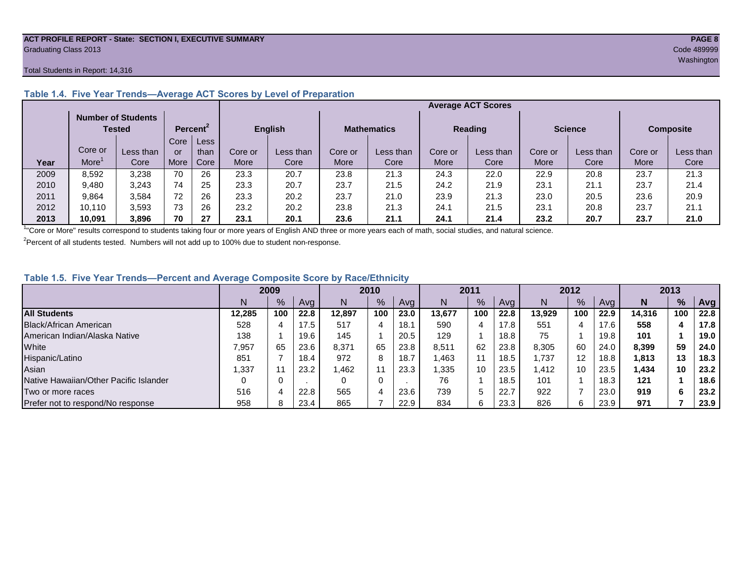**ACT PROFILE REPORT - State: SECTION I, EXECUTIVE SUMMARY**
Graduating Class 2013

Code 489999
Washington

Total Students in Report: 14,316

### Table 1.4. Five Year Trends—Average ACT Scores by Level of Preparation

| | Number of Students Tested | | Percent[2] | | Average ACT Scores | | | | | | | | | |
|---|---|---|---|---|---|---|---|---|---|---|---|---|---|---|
| | | | | | English | | Mathematics | | Reading | | Science | | Composite | |
| Year | Core or More[1] | Less than Core | Core or More | Less than Core | Core or More | Less than Core | Core or More | Less than Core | Core or More | Less than Core | Core or More | Less than Core | Core or More | Less than Core |
| 2009 | 8,592 | 3,238 | 70 | 26 | 23.3 | 20.7 | 23.8 | 21.3 | 24.3 | 22.0 | 22.9 | 20.8 | 23.7 | 21.3 |
| 2010 | 9,480 | 3,243 | 74 | 25 | 23.3 | 20.7 | 23.7 | 21.5 | 24.2 | 21.9 | 23.1 | 21.1 | 23.7 | 21.4 |
| 2011 | 9,864 | 3,584 | 72 | 26 | 23.3 | 20.2 | 23.7 | 21.0 | 23.9 | 21.3 | 23.0 | 20.5 | 23.6 | 20.9 |
| 2012 | 10,110 | 3,593 | 73 | 26 | 23.2 | 20.2 | 23.8 | 21.3 | 24.1 | 21.5 | 23.1 | 20.8 | 23.7 | 21.1 |
| **2013** | **10,091** | **3,896** | **70** | **27** | **23.1** | **20.1** | **23.6** | **21.1** | **24.1** | **21.4** | **23.2** | **20.7** | **23.7** | **21.0** |

[1]"Core or More" results correspond to students taking four or more years of English AND three or more years each of math, social studies, and natural science.

[2]Percent of all students tested. Numbers will not add up to 100% due to student non-response.

### Table 1.5. Five Year Trends—Percent and Average Composite Score by Race/Ethnicity

| | 2009 | | | 2010 | | | 2011 | | | 2012 | | | **2013** | | |
|---|---|---|---|---|---|---|---|---|---|---|---|---|---|---|---|
| | N | % | Avg | N | % | Avg | N | % | Avg | N | % | Avg | **N** | **%** | **Avg** |
| **All Students** | **12,285** | **100** | **22.8** | **12,897** | **100** | **23.0** | **13,677** | **100** | **22.8** | **13,929** | **100** | **22.9** | **14,316** | **100** | **22.8** |
| Black/African American | 528 | 4 | 17.5 | 517 | 4 | 18.1 | 590 | 4 | 17.8 | 551 | 4 | 17.6 | **558** | **4** | **17.8** |
| American Indian/Alaska Native | 138 | 1 | 19.6 | 145 | 1 | 20.5 | 129 | 1 | 18.8 | 75 | 1 | 19.8 | **101** | **1** | **19.0** |
| White | 7,957 | 65 | 23.6 | 8,371 | 65 | 23.8 | 8,511 | 62 | 23.8 | 8,305 | 60 | 24.0 | **8,399** | **59** | **24.0** |
| Hispanic/Latino | 851 | 7 | 18.4 | 972 | 8 | 18.7 | 1,463 | 11 | 18.5 | 1,737 | 12 | 18.8 | **1,813** | **13** | **18.3** |
| Asian | 1,337 | 11 | 23.2 | 1,462 | 11 | 23.3 | 1,335 | 10 | 23.5 | 1,412 | 10 | 23.5 | **1,434** | **10** | **23.2** |
| Native Hawaiian/Other Pacific Islander | 0 | 0 | . | 0 | 0 | . | 76 | 1 | 18.5 | 101 | 1 | 18.3 | **121** | **1** | **18.6** |
| Two or more races | 516 | 4 | 22.8 | 565 | 4 | 23.6 | 739 | 5 | 22.7 | 922 | 7 | 23.0 | **919** | **6** | **23.2** |
| Prefer not to respond/No response | 958 | 8 | 23.4 | 865 | 7 | 22.9 | 834 | 6 | 23.3 | 826 | 6 | 23.9 | **971** | **7** | **23.9** |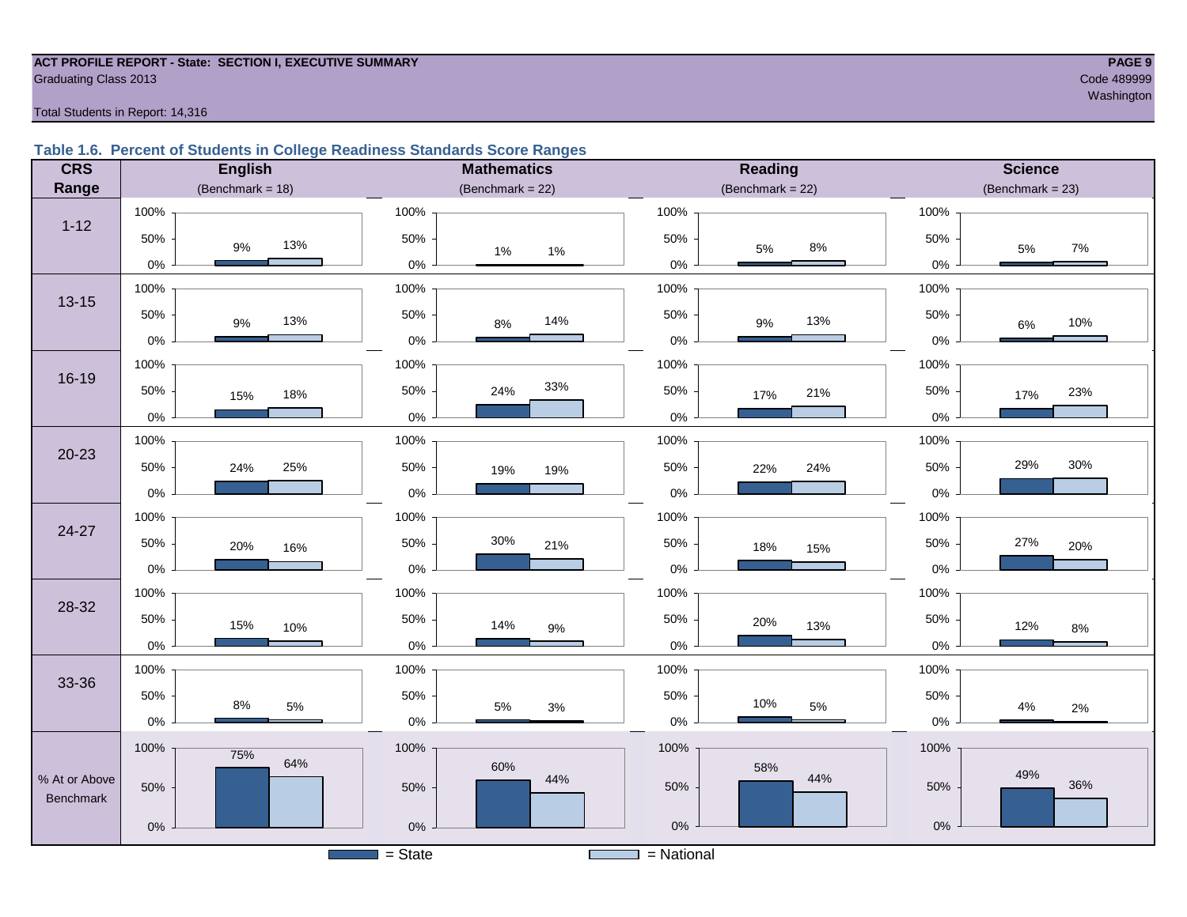ACT PROFILE REPORT - State: SECTION I, EXECUTIVE SUMMARY
Graduating Class 2013
Code 489999
Washington
Total Students in Report: 14,316

### Table 1.6. Percent of Students in College Readiness Standards Score Ranges

| CRS Range | English (Benchmark = 18) State | English National | Mathematics (Benchmark = 22) State | Mathematics National | Reading (Benchmark = 22) State | Reading National | Science (Benchmark = 23) State | Science National |
|---|---|---|---|---|---|---|---|---|
| 1-12 | 9% | 13% | 1% | 1% | 5% | 8% | 5% | 7% |
| 13-15 | 9% | 13% | 8% | 14% | 9% | 13% | 6% | 10% |
| 16-19 | 15% | 18% | 24% | 33% | 17% | 21% | 17% | 23% |
| 20-23 | 24% | 25% | 19% | 19% | 22% | 24% | 29% | 30% |
| 24-27 | 20% | 16% | 30% | 21% | 18% | 15% | 27% | 20% |
| 28-32 | 15% | 10% | 14% | 9% | 20% | 13% | 12% | 8% |
| 33-36 | 8% | 5% | 5% | 3% | 10% | 5% | 4% | 2% |
| % At or Above Benchmark | 75% | 64% | 60% | 44% | 58% | 44% | 49% | 36% |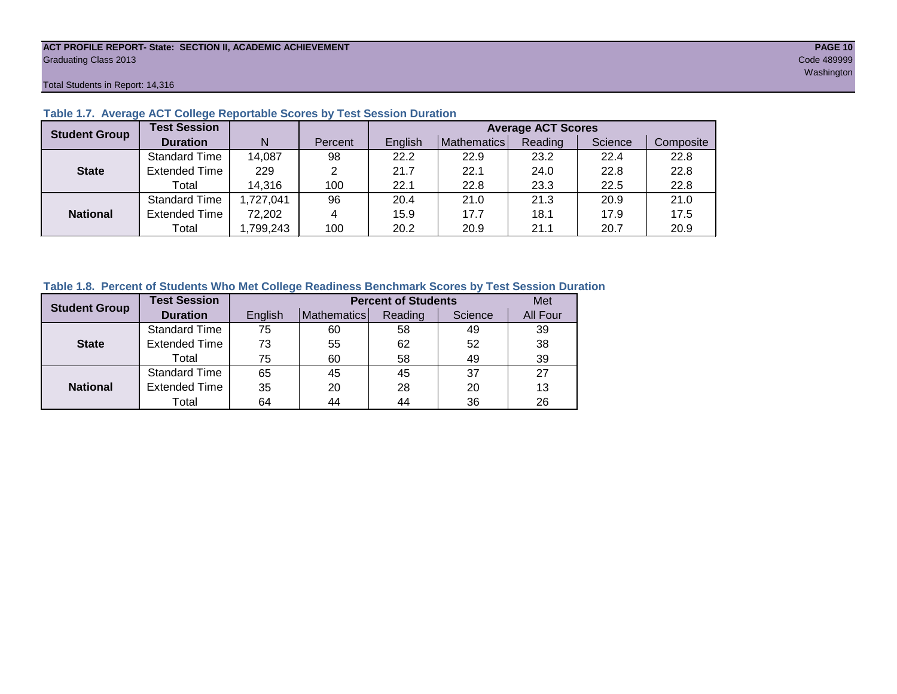ACT PROFILE REPORT- State: SECTION II, ACADEMIC ACHIEVEMENT
Graduating Class 2013
Code 489999
Washington

Total Students in Report: 14,316

### Table 1.7. Average ACT College Reportable Scores by Test Session Duration

| Student Group | Test Session Duration | N | Percent | Average ACT Scores | | | | |
|---|---|---|---|---|---|---|---|---|
| | | | | English | Mathematics | Reading | Science | Composite |
| State | Standard Time | 14,087 | 98 | 22.2 | 22.9 | 23.2 | 22.4 | 22.8 |
| | Extended Time | 229 | 2 | 21.7 | 22.1 | 24.0 | 22.8 | 22.8 |
| | Total | 14,316 | 100 | 22.1 | 22.8 | 23.3 | 22.5 | 22.8 |
| National | Standard Time | 1,727,041 | 96 | 20.4 | 21.0 | 21.3 | 20.9 | 21.0 |
| | Extended Time | 72,202 | 4 | 15.9 | 17.7 | 18.1 | 17.9 | 17.5 |
| | Total | 1,799,243 | 100 | 20.2 | 20.9 | 21.1 | 20.7 | 20.9 |

### Table 1.8. Percent of Students Who Met College Readiness Benchmark Scores by Test Session Duration

| Student Group | Test Session Duration | Percent of Students | | | | Met |
|---|---|---|---|---|---|---|
| | | English | Mathematics | Reading | Science | All Four |
| State | Standard Time | 75 | 60 | 58 | 49 | 39 |
| | Extended Time | 73 | 55 | 62 | 52 | 38 |
| | Total | 75 | 60 | 58 | 49 | 39 |
| National | Standard Time | 65 | 45 | 45 | 37 | 27 |
| | Extended Time | 35 | 20 | 28 | 20 | 13 |
| | Total | 64 | 44 | 44 | 36 | 26 |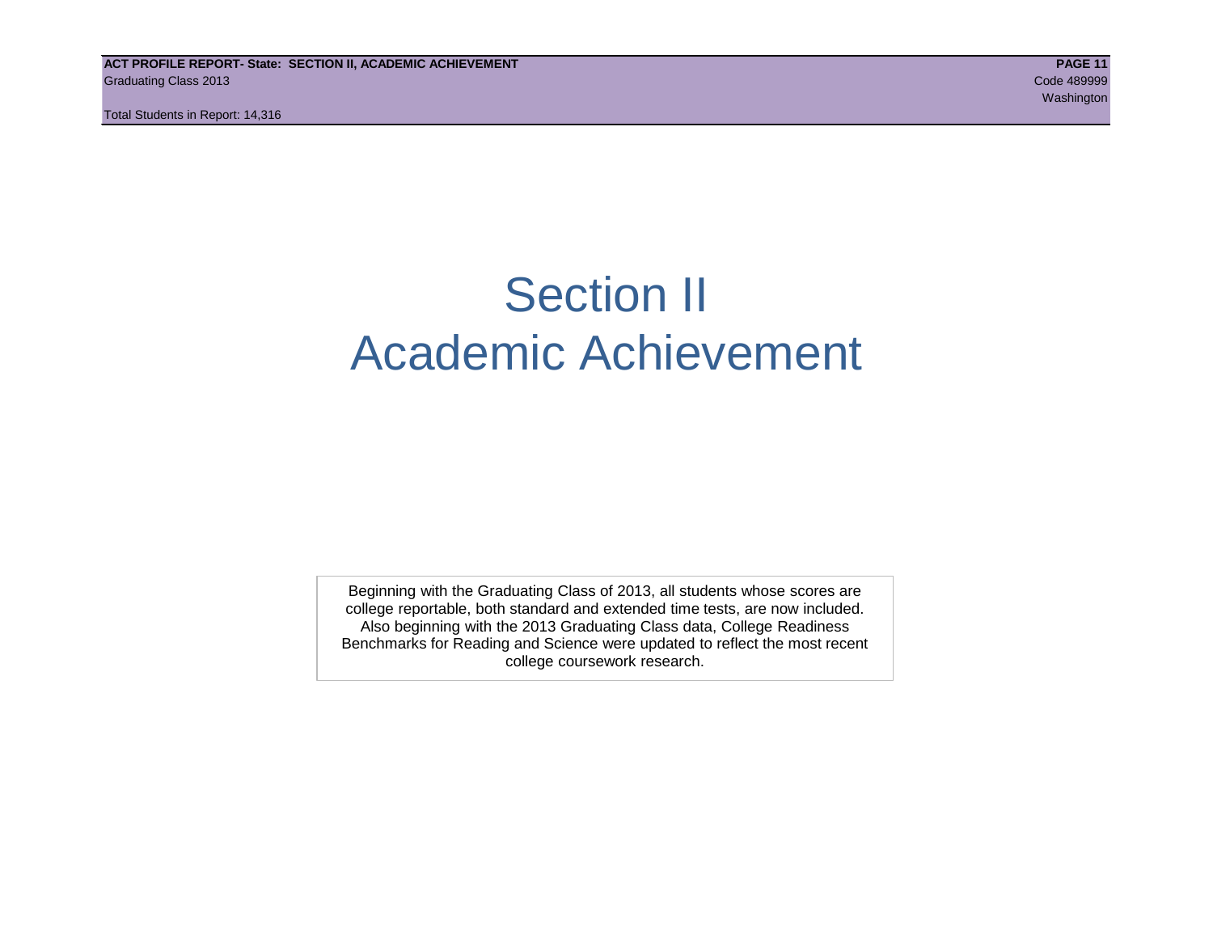# Section II
# Academic Achievement

Beginning with the Graduating Class of 2013, all students whose scores are college reportable, both standard and extended time tests, are now included. Also beginning with the 2013 Graduating Class data, College Readiness Benchmarks for Reading and Science were updated to reflect the most recent college coursework research.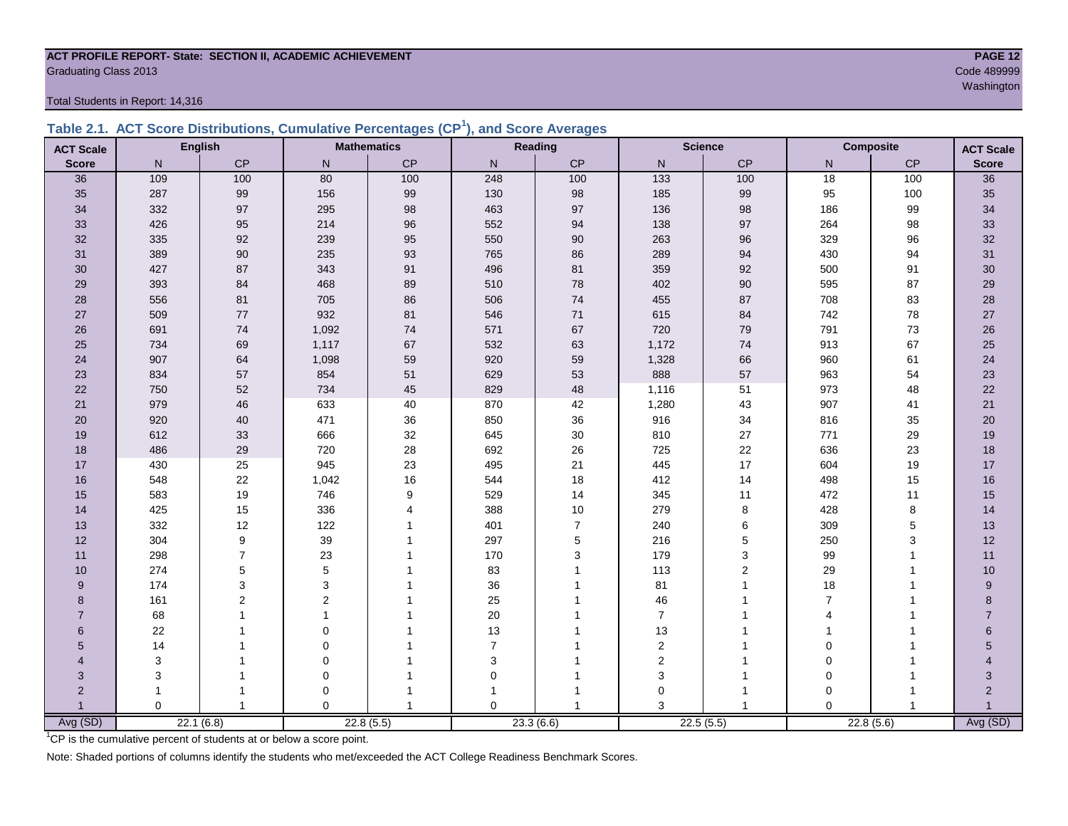**ACT PROFILE REPORT- State: SECTION II, ACADEMIC ACHIEVEMENT**
Graduating Class 2013

Code 489999
Washington

Total Students in Report: 14,316

## Table 2.1. ACT Score Distributions, Cumulative Percentages (CP[1]), and Score Averages

| ACT Scale | English | | Mathematics | | Reading | | Science | | Composite | | ACT Scale |
|---|---|---|---|---|---|---|---|---|---|---|---|
| Score | N | CP | N | CP | N | CP | N | CP | N | CP | Score |
| 36 | 109 | 100 | 80 | 100 | 248 | 100 | 133 | 100 | 18 | 100 | 36 |
| 35 | 287 | 99 | 156 | 99 | 130 | 98 | 185 | 99 | 95 | 100 | 35 |
| 34 | 332 | 97 | 295 | 98 | 463 | 97 | 136 | 98 | 186 | 99 | 34 |
| 33 | 426 | 95 | 214 | 96 | 552 | 94 | 138 | 97 | 264 | 98 | 33 |
| 32 | 335 | 92 | 239 | 95 | 550 | 90 | 263 | 96 | 329 | 96 | 32 |
| 31 | 389 | 90 | 235 | 93 | 765 | 86 | 289 | 94 | 430 | 94 | 31 |
| 30 | 427 | 87 | 343 | 91 | 496 | 81 | 359 | 92 | 500 | 91 | 30 |
| 29 | 393 | 84 | 468 | 89 | 510 | 78 | 402 | 90 | 595 | 87 | 29 |
| 28 | 556 | 81 | 705 | 86 | 506 | 74 | 455 | 87 | 708 | 83 | 28 |
| 27 | 509 | 77 | 932 | 81 | 546 | 71 | 615 | 84 | 742 | 78 | 27 |
| 26 | 691 | 74 | 1,092 | 74 | 571 | 67 | 720 | 79 | 791 | 73 | 26 |
| 25 | 734 | 69 | 1,117 | 67 | 532 | 63 | 1,172 | 74 | 913 | 67 | 25 |
| 24 | 907 | 64 | 1,098 | 59 | 920 | 59 | 1,328 | 66 | 960 | 61 | 24 |
| 23 | 834 | 57 | 854 | 51 | 629 | 53 | 888 | 57 | 963 | 54 | 23 |
| 22 | 750 | 52 | 734 | 45 | 829 | 48 | 1,116 | 51 | 973 | 48 | 22 |
| 21 | 979 | 46 | 633 | 40 | 870 | 42 | 1,280 | 43 | 907 | 41 | 21 |
| 20 | 920 | 40 | 471 | 36 | 850 | 36 | 916 | 34 | 816 | 35 | 20 |
| 19 | 612 | 33 | 666 | 32 | 645 | 30 | 810 | 27 | 771 | 29 | 19 |
| 18 | 486 | 29 | 720 | 28 | 692 | 26 | 725 | 22 | 636 | 23 | 18 |
| 17 | 430 | 25 | 945 | 23 | 495 | 21 | 445 | 17 | 604 | 19 | 17 |
| 16 | 548 | 22 | 1,042 | 16 | 544 | 18 | 412 | 14 | 498 | 15 | 16 |
| 15 | 583 | 19 | 746 | 9 | 529 | 14 | 345 | 11 | 472 | 11 | 15 |
| 14 | 425 | 15 | 336 | 4 | 388 | 10 | 279 | 8 | 428 | 8 | 14 |
| 13 | 332 | 12 | 122 | 1 | 401 | 7 | 240 | 6 | 309 | 5 | 13 |
| 12 | 304 | 9 | 39 | 1 | 297 | 5 | 216 | 5 | 250 | 3 | 12 |
| 11 | 298 | 7 | 23 | 1 | 170 | 3 | 179 | 3 | 99 | 1 | 11 |
| 10 | 274 | 5 | 5 | 1 | 83 | 1 | 113 | 2 | 29 | 1 | 10 |
| 9 | 174 | 3 | 3 | 1 | 36 | 1 | 81 | 1 | 18 | 1 | 9 |
| 8 | 161 | 2 | 2 | 1 | 25 | 1 | 46 | 1 | 7 | 1 | 8 |
| 7 | 68 | 1 | 1 | 1 | 20 | 1 | 7 | 1 | 4 | 1 | 7 |
| 6 | 22 | 1 | 0 | 1 | 13 | 1 | 13 | 1 | 1 | 1 | 6 |
| 5 | 14 | 1 | 0 | 1 | 7 | 1 | 2 | 1 | 0 | 1 | 5 |
| 4 | 3 | 1 | 0 | 1 | 3 | 1 | 2 | 1 | 0 | 1 | 4 |
| 3 | 3 | 1 | 0 | 1 | 0 | 1 | 3 | 1 | 0 | 1 | 3 |
| 2 | 1 | 1 | 0 | 1 | 1 | 1 | 0 | 1 | 0 | 1 | 2 |
| 1 | 0 | 1 | 0 | 1 | 0 | 1 | 3 | 1 | 0 | 1 | 1 |
| Avg (SD) | 22.1 (6.8) | | 22.8 (5.5) | | 23.3 (6.6) | | 22.5 (5.5) | | 22.8 (5.6) | | Avg (SD) |

[1]CP is the cumulative percent of students at or below a score point.

Note: Shaded portions of columns identify the students who met/exceeded the ACT College Readiness Benchmark Scores.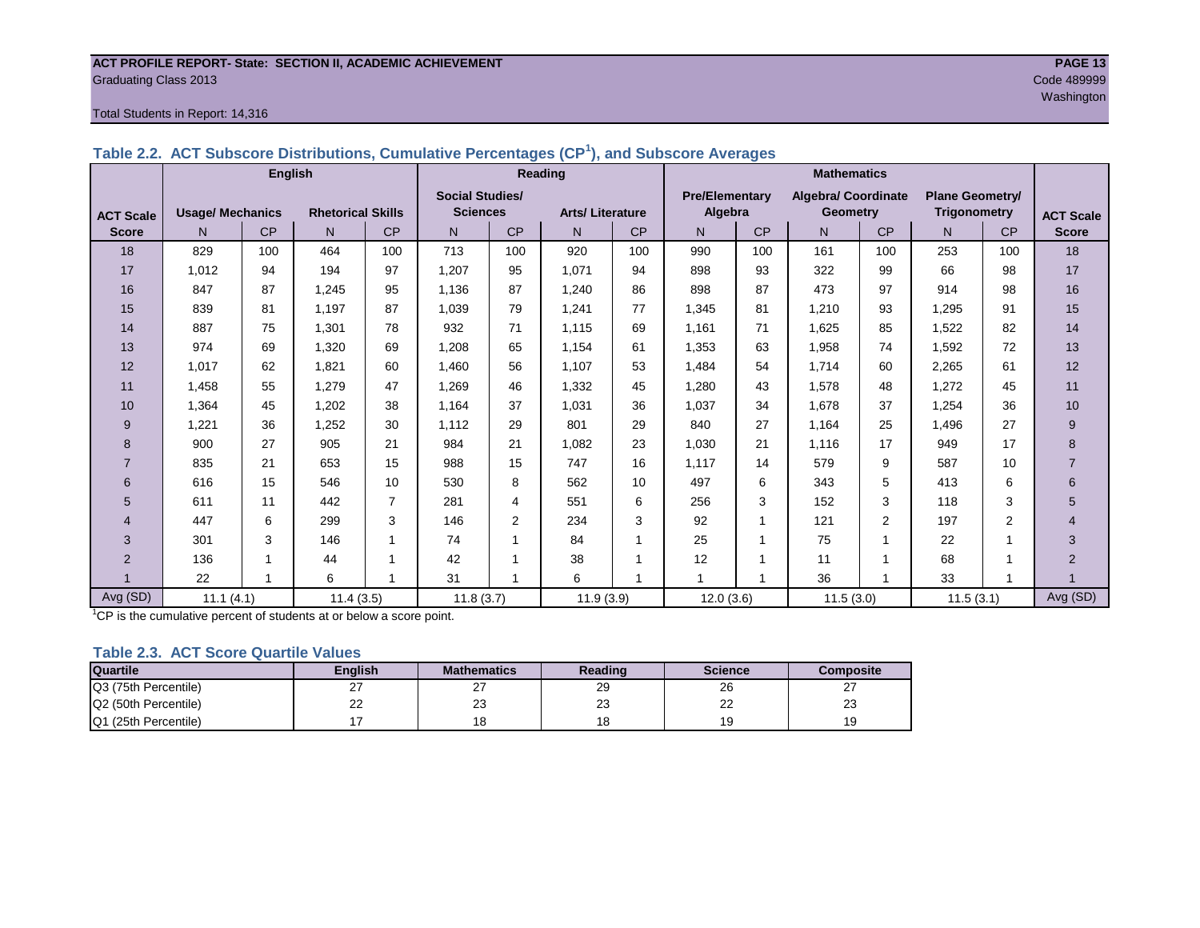**ACT PROFILE REPORT- State: SECTION II, ACADEMIC ACHIEVEMENT**
Graduating Class 2013

Code 489999
Washington

Total Students in Report: 14,316

### Table 2.2. ACT Subscore Distributions, Cumulative Percentages (CP[1]), and Subscore Averages

| | English | | | | Reading | | | | Mathematics | | | | | | |
|---|---|---|---|---|---|---|---|---|---|---|---|---|---|---|---|
| ACT Scale | Usage/ Mechanics | | Rhetorical Skills | | Social Studies/ Sciences | | Arts/ Literature | | Pre/Elementary Algebra | | Algebra/ Coordinate Geometry | | Plane Geometry/ Trigonometry | | ACT Scale |
| Score | N | CP | N | CP | N | CP | N | CP | N | CP | N | CP | N | CP | Score |
| 18 | 829 | 100 | 464 | 100 | 713 | 100 | 920 | 100 | 990 | 100 | 161 | 100 | 253 | 100 | 18 |
| 17 | 1,012 | 94 | 194 | 97 | 1,207 | 95 | 1,071 | 94 | 898 | 93 | 322 | 99 | 66 | 98 | 17 |
| 16 | 847 | 87 | 1,245 | 95 | 1,136 | 87 | 1,240 | 86 | 898 | 87 | 473 | 97 | 914 | 98 | 16 |
| 15 | 839 | 81 | 1,197 | 87 | 1,039 | 79 | 1,241 | 77 | 1,345 | 81 | 1,210 | 93 | 1,295 | 91 | 15 |
| 14 | 887 | 75 | 1,301 | 78 | 932 | 71 | 1,115 | 69 | 1,161 | 71 | 1,625 | 85 | 1,522 | 82 | 14 |
| 13 | 974 | 69 | 1,320 | 69 | 1,208 | 65 | 1,154 | 61 | 1,353 | 63 | 1,958 | 74 | 1,592 | 72 | 13 |
| 12 | 1,017 | 62 | 1,821 | 60 | 1,460 | 56 | 1,107 | 53 | 1,484 | 54 | 1,714 | 60 | 2,265 | 61 | 12 |
| 11 | 1,458 | 55 | 1,279 | 47 | 1,269 | 46 | 1,332 | 45 | 1,280 | 43 | 1,578 | 48 | 1,272 | 45 | 11 |
| 10 | 1,364 | 45 | 1,202 | 38 | 1,164 | 37 | 1,031 | 36 | 1,037 | 34 | 1,678 | 37 | 1,254 | 36 | 10 |
| 9 | 1,221 | 36 | 1,252 | 30 | 1,112 | 29 | 801 | 29 | 840 | 27 | 1,164 | 25 | 1,496 | 27 | 9 |
| 8 | 900 | 27 | 905 | 21 | 984 | 21 | 1,082 | 23 | 1,030 | 21 | 1,116 | 17 | 949 | 17 | 8 |
| 7 | 835 | 21 | 653 | 15 | 988 | 15 | 747 | 16 | 1,117 | 14 | 579 | 9 | 587 | 10 | 7 |
| 6 | 616 | 15 | 546 | 10 | 530 | 8 | 562 | 10 | 497 | 6 | 343 | 5 | 413 | 6 | 6 |
| 5 | 611 | 11 | 442 | 7 | 281 | 4 | 551 | 6 | 256 | 3 | 152 | 3 | 118 | 3 | 5 |
| 4 | 447 | 6 | 299 | 3 | 146 | 2 | 234 | 3 | 92 | 1 | 121 | 2 | 197 | 2 | 4 |
| 3 | 301 | 3 | 146 | 1 | 74 | 1 | 84 | 1 | 25 | 1 | 75 | 1 | 22 | 1 | 3 |
| 2 | 136 | 1 | 44 | 1 | 42 | 1 | 38 | 1 | 12 | 1 | 11 | 1 | 68 | 1 | 2 |
| 1 | 22 | 1 | 6 | 1 | 31 | 1 | 6 | 1 | 1 | 1 | 36 | 1 | 33 | 1 | 1 |
| Avg (SD) | 11.1 (4.1) | | 11.4 (3.5) | | 11.8 (3.7) | | 11.9 (3.9) | | 12.0 (3.6) | | 11.5 (3.0) | | 11.5 (3.1) | | Avg (SD) |

[1]CP is the cumulative percent of students at or below a score point.

### Table 2.3. ACT Score Quartile Values

| Quartile | English | Mathematics | Reading | Science | Composite |
|---|---|---|---|---|---|
| Q3 (75th Percentile) | 27 | 27 | 29 | 26 | 27 |
| Q2 (50th Percentile) | 22 | 23 | 23 | 22 | 23 |
| Q1 (25th Percentile) | 17 | 18 | 18 | 19 | 19 |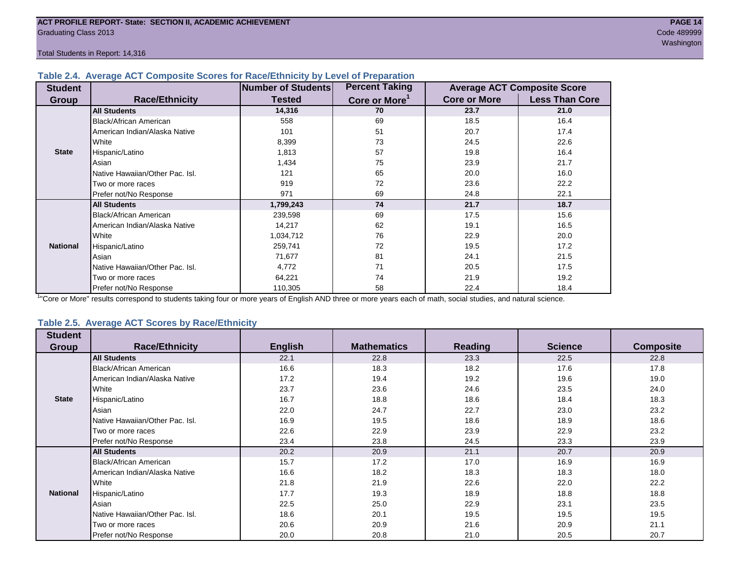### Table 2.4. Average ACT Composite Scores for Race/Ethnicity by Level of Preparation

| Student Group | Race/Ethnicity | Number of Students Tested | Percent Taking Core or More[1] | Average ACT Composite Score | |
|---|---|---|---|---|---|
| | | | | Core or More | Less Than Core |
| State | **All Students** | **14,316** | **70** | **23.7** | **21.0** |
| | Black/African American | 558 | 69 | 18.5 | 16.4 |
| | American Indian/Alaska Native | 101 | 51 | 20.7 | 17.4 |
| | White | 8,399 | 73 | 24.5 | 22.6 |
| | Hispanic/Latino | 1,813 | 57 | 19.8 | 16.4 |
| | Asian | 1,434 | 75 | 23.9 | 21.7 |
| | Native Hawaiian/Other Pac. Isl. | 121 | 65 | 20.0 | 16.0 |
| | Two or more races | 919 | 72 | 23.6 | 22.2 |
| | Prefer not/No Response | 971 | 69 | 24.8 | 22.1 |
| National | **All Students** | **1,799,243** | **74** | **21.7** | **18.7** |
| | Black/African American | 239,598 | 69 | 17.5 | 15.6 |
| | American Indian/Alaska Native | 14,217 | 62 | 19.1 | 16.5 |
| | White | 1,034,712 | 76 | 22.9 | 20.0 |
| | Hispanic/Latino | 259,741 | 72 | 19.5 | 17.2 |
| | Asian | 71,677 | 81 | 24.1 | 21.5 |
| | Native Hawaiian/Other Pac. Isl. | 4,772 | 71 | 20.5 | 17.5 |
| | Two or more races | 64,221 | 74 | 21.9 | 19.2 |
| | Prefer not/No Response | 110,305 | 58 | 22.4 | 18.4 |

[1]"Core or More" results correspond to students taking four or more years of English AND three or more years each of math, social studies, and natural science.

### Table 2.5. Average ACT Scores by Race/Ethnicity

| Student Group | Race/Ethnicity | English | Mathematics | Reading | Science | Composite |
|---|---|---|---|---|---|---|
| State | **All Students** | 22.1 | 22.8 | 23.3 | 22.5 | 22.8 |
| | Black/African American | 16.6 | 18.3 | 18.2 | 17.6 | 17.8 |
| | American Indian/Alaska Native | 17.2 | 19.4 | 19.2 | 19.6 | 19.0 |
| | White | 23.7 | 23.6 | 24.6 | 23.5 | 24.0 |
| | Hispanic/Latino | 16.7 | 18.8 | 18.6 | 18.4 | 18.3 |
| | Asian | 22.0 | 24.7 | 22.7 | 23.0 | 23.2 |
| | Native Hawaiian/Other Pac. Isl. | 16.9 | 19.5 | 18.6 | 18.9 | 18.6 |
| | Two or more races | 22.6 | 22.9 | 23.9 | 22.9 | 23.2 |
| | Prefer not/No Response | 23.4 | 23.8 | 24.5 | 23.3 | 23.9 |
| National | **All Students** | 20.2 | 20.9 | 21.1 | 20.7 | 20.9 |
| | Black/African American | 15.7 | 17.2 | 17.0 | 16.9 | 16.9 |
| | American Indian/Alaska Native | 16.6 | 18.2 | 18.3 | 18.3 | 18.0 |
| | White | 21.8 | 21.9 | 22.6 | 22.0 | 22.2 |
| | Hispanic/Latino | 17.7 | 19.3 | 18.9 | 18.8 | 18.8 |
| | Asian | 22.5 | 25.0 | 22.9 | 23.1 | 23.5 |
| | Native Hawaiian/Other Pac. Isl. | 18.6 | 20.1 | 19.5 | 19.5 | 19.5 |
| | Two or more races | 20.6 | 20.9 | 21.6 | 20.9 | 21.1 |
| | Prefer not/No Response | 20.0 | 20.8 | 21.0 | 20.5 | 20.7 |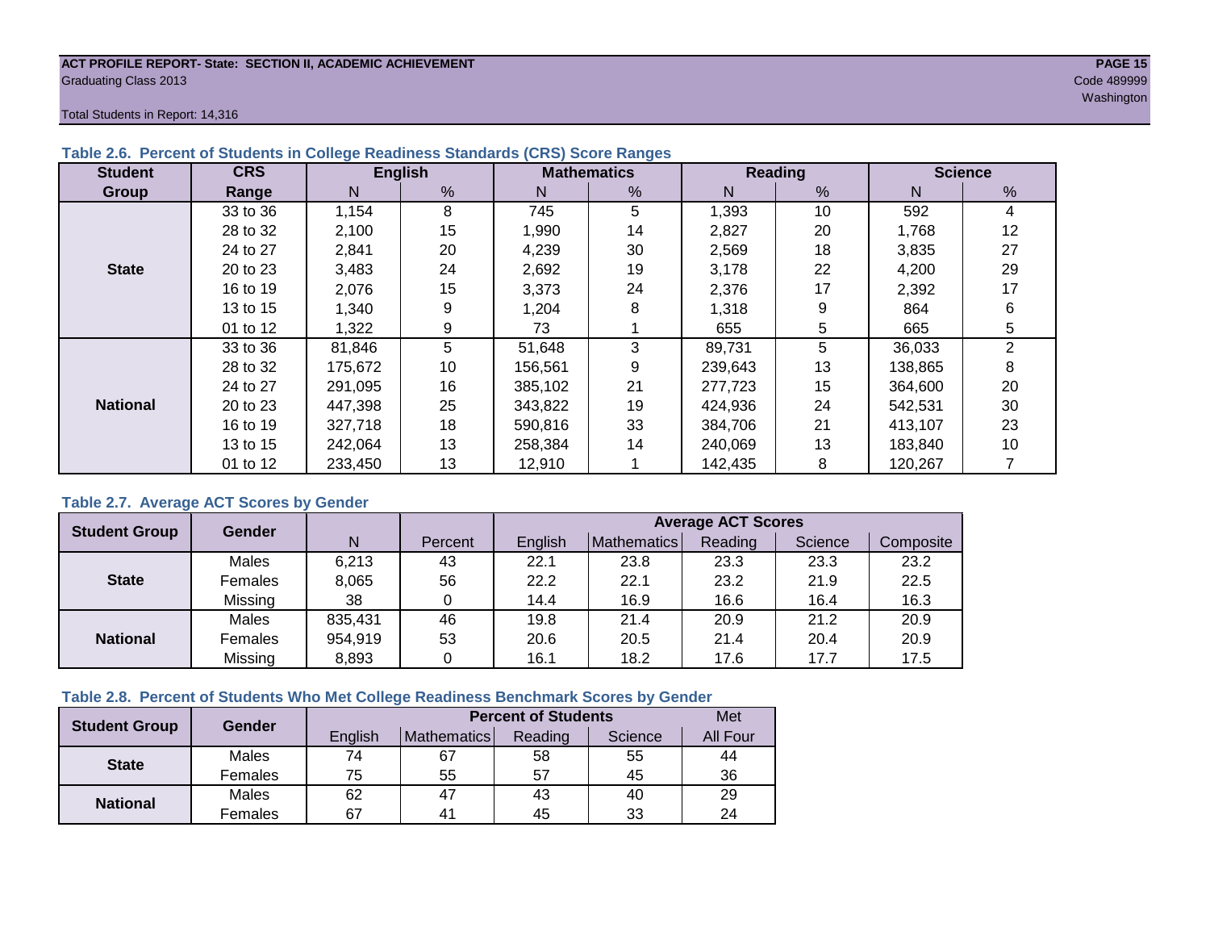ACT PROFILE REPORT- State: SECTION II, ACADEMIC ACHIEVEMENT
Graduating Class 2013

Code 489999
Washington

Total Students in Report: 14,316

### Table 2.6. Percent of Students in College Readiness Standards (CRS) Score Ranges

| Student Group | CRS Range | English | | Mathematics | | Reading | | Science | |
|---|---|---|---|---|---|---|---|---|---|
| | | N | % | N | % | N | % | N | % |
| State | 33 to 36 | 1,154 | 8 | 745 | 5 | 1,393 | 10 | 592 | 4 |
| | 28 to 32 | 2,100 | 15 | 1,990 | 14 | 2,827 | 20 | 1,768 | 12 |
| | 24 to 27 | 2,841 | 20 | 4,239 | 30 | 2,569 | 18 | 3,835 | 27 |
| | 20 to 23 | 3,483 | 24 | 2,692 | 19 | 3,178 | 22 | 4,200 | 29 |
| | 16 to 19 | 2,076 | 15 | 3,373 | 24 | 2,376 | 17 | 2,392 | 17 |
| | 13 to 15 | 1,340 | 9 | 1,204 | 8 | 1,318 | 9 | 864 | 6 |
| | 01 to 12 | 1,322 | 9 | 73 | 1 | 655 | 5 | 665 | 5 |
| National | 33 to 36 | 81,846 | 5 | 51,648 | 3 | 89,731 | 5 | 36,033 | 2 |
| | 28 to 32 | 175,672 | 10 | 156,561 | 9 | 239,643 | 13 | 138,865 | 8 |
| | 24 to 27 | 291,095 | 16 | 385,102 | 21 | 277,723 | 15 | 364,600 | 20 |
| | 20 to 23 | 447,398 | 25 | 343,822 | 19 | 424,936 | 24 | 542,531 | 30 |
| | 16 to 19 | 327,718 | 18 | 590,816 | 33 | 384,706 | 21 | 413,107 | 23 |
| | 13 to 15 | 242,064 | 13 | 258,384 | 14 | 240,069 | 13 | 183,840 | 10 |
| | 01 to 12 | 233,450 | 13 | 12,910 | 1 | 142,435 | 8 | 120,267 | 7 |

### Table 2.7. Average ACT Scores by Gender

| Student Group | Gender | N | Percent | Average ACT Scores | | | | |
|---|---|---|---|---|---|---|---|---|
| | | | | English | Mathematics | Reading | Science | Composite |
| State | Males | 6,213 | 43 | 22.1 | 23.8 | 23.3 | 23.3 | 23.2 |
| | Females | 8,065 | 56 | 22.2 | 22.1 | 23.2 | 21.9 | 22.5 |
| | Missing | 38 | 0 | 14.4 | 16.9 | 16.6 | 16.4 | 16.3 |
| National | Males | 835,431 | 46 | 19.8 | 21.4 | 20.9 | 21.2 | 20.9 |
| | Females | 954,919 | 53 | 20.6 | 20.5 | 21.4 | 20.4 | 20.9 |
| | Missing | 8,893 | 0 | 16.1 | 18.2 | 17.6 | 17.7 | 17.5 |

### Table 2.8. Percent of Students Who Met College Readiness Benchmark Scores by Gender

| Student Group | Gender | Percent of Students | | | | Met |
|---|---|---|---|---|---|---|
| | | English | Mathematics | Reading | Science | All Four |
| State | Males | 74 | 67 | 58 | 55 | 44 |
| | Females | 75 | 55 | 57 | 45 | 36 |
| National | Males | 62 | 47 | 43 | 40 | 29 |
| | Females | 67 | 41 | 45 | 33 | 24 |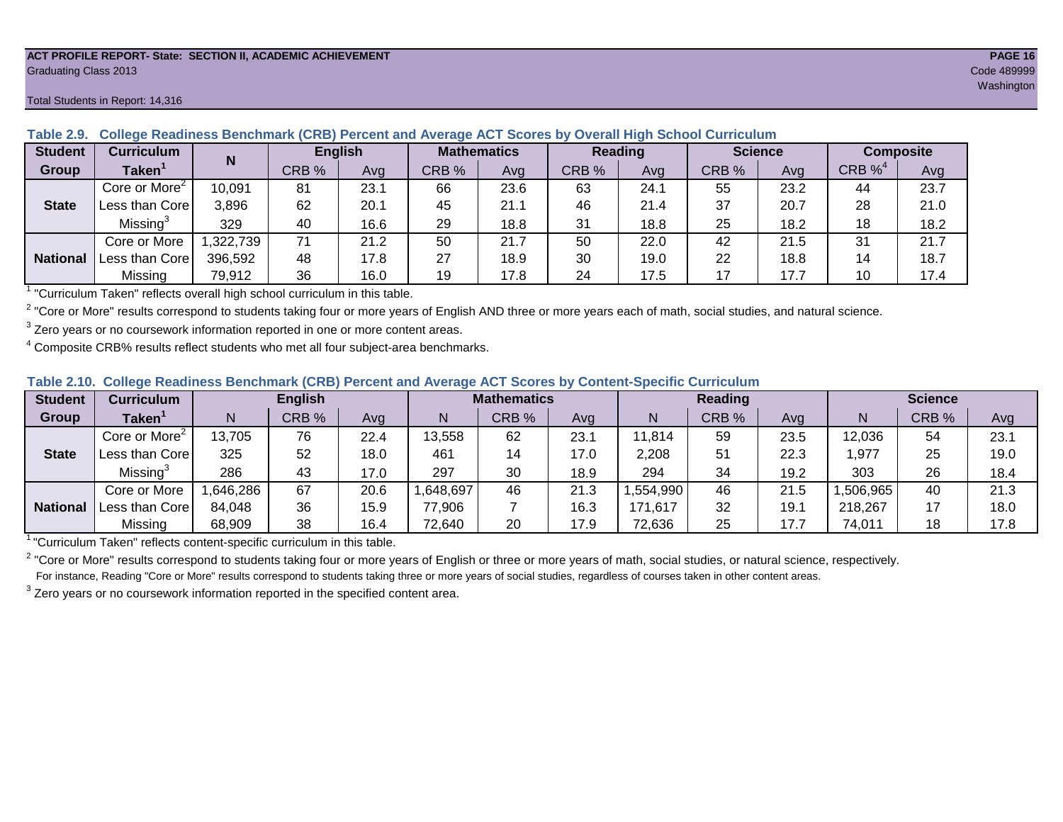ACT PROFILE REPORT- State: SECTION II, ACADEMIC ACHIEVEMENT
Graduating Class 2013
Code 489999
Washington

Total Students in Report: 14,316

**Table 2.9. College Readiness Benchmark (CRB) Percent and Average ACT Scores by Overall High School Curriculum**

| Student Group | Curriculum Taken[1] | N | English | | Mathematics | | Reading | | Science | | Composite | |
|---|---|---|---|---|---|---|---|---|---|---|---|---|
| | | | CRB % | Avg | CRB % | Avg | CRB % | Avg | CRB % | Avg | CRB %[4] | Avg |
| State | Core or More[2] | 10,091 | 81 | 23.1 | 66 | 23.6 | 63 | 24.1 | 55 | 23.2 | 44 | 23.7 |
| | Less than Core | 3,896 | 62 | 20.1 | 45 | 21.1 | 46 | 21.4 | 37 | 20.7 | 28 | 21.0 |
| | Missing[3] | 329 | 40 | 16.6 | 29 | 18.8 | 31 | 18.8 | 25 | 18.2 | 18 | 18.2 |
| National | Core or More | 1,322,739 | 71 | 21.2 | 50 | 21.7 | 50 | 22.0 | 42 | 21.5 | 31 | 21.7 |
| | Less than Core | 396,592 | 48 | 17.8 | 27 | 18.9 | 30 | 19.0 | 22 | 18.8 | 14 | 18.7 |
| | Missing | 79,912 | 36 | 16.0 | 19 | 17.8 | 24 | 17.5 | 17 | 17.7 | 10 | 17.4 |

[1] "Curriculum Taken" reflects overall high school curriculum in this table.

[2] "Core or More" results correspond to students taking four or more years of English AND three or more years each of math, social studies, and natural science.

[3] Zero years or no coursework information reported in one or more content areas.

[4] Composite CRB% results reflect students who met all four subject-area benchmarks.

**Table 2.10. College Readiness Benchmark (CRB) Percent and Average ACT Scores by Content-Specific Curriculum**

| Student Group | Curriculum Taken[1] | English | | | Mathematics | | | Reading | | | Science | | |
|---|---|---|---|---|---|---|---|---|---|---|---|---|---|
| | | N | CRB % | Avg | N | CRB % | Avg | N | CRB % | Avg | N | CRB % | Avg |
| State | Core or More[2] | 13,705 | 76 | 22.4 | 13,558 | 62 | 23.1 | 11,814 | 59 | 23.5 | 12,036 | 54 | 23.1 |
| | Less than Core | 325 | 52 | 18.0 | 461 | 14 | 17.0 | 2,208 | 51 | 22.3 | 1,977 | 25 | 19.0 |
| | Missing[3] | 286 | 43 | 17.0 | 297 | 30 | 18.9 | 294 | 34 | 19.2 | 303 | 26 | 18.4 |
| National | Core or More | 1,646,286 | 67 | 20.6 | 1,648,697 | 46 | 21.3 | 1,554,990 | 46 | 21.5 | 1,506,965 | 40 | 21.3 |
| | Less than Core | 84,048 | 36 | 15.9 | 77,906 | 7 | 16.3 | 171,617 | 32 | 19.1 | 218,267 | 17 | 18.0 |
| | Missing | 68,909 | 38 | 16.4 | 72,640 | 20 | 17.9 | 72,636 | 25 | 17.7 | 74,011 | 18 | 17.8 |

[1] "Curriculum Taken" reflects content-specific curriculum in this table.

[2] "Core or More" results correspond to students taking four or more years of English or three or more years of math, social studies, or natural science, respectively.
For instance, Reading "Core or More" results correspond to students taking three or more years of social studies, regardless of courses taken in other content areas.

[3] Zero years or no coursework information reported in the specified content area.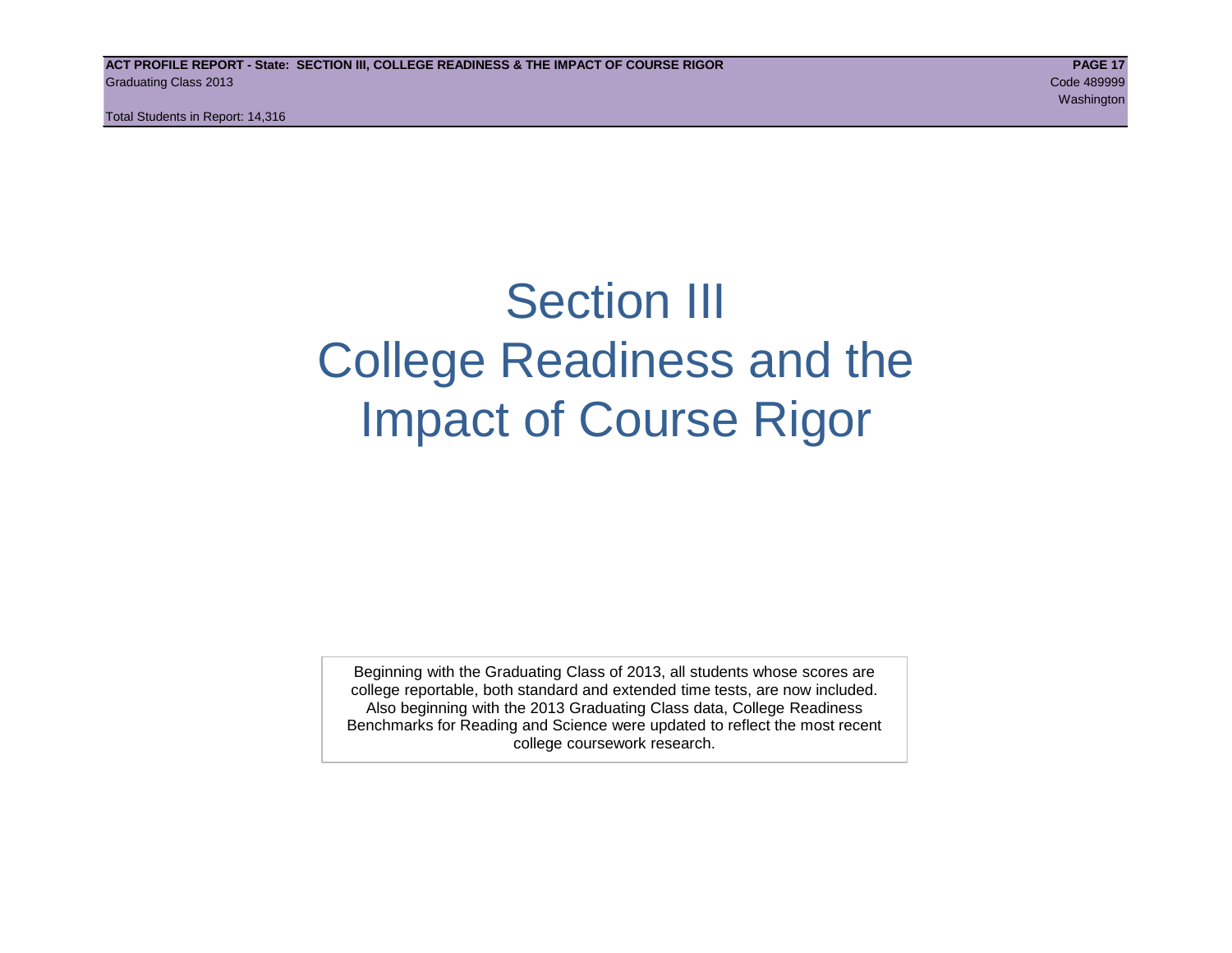# Section III
# College Readiness and the Impact of Course Rigor

Beginning with the Graduating Class of 2013, all students whose scores are college reportable, both standard and extended time tests, are now included. Also beginning with the 2013 Graduating Class data, College Readiness Benchmarks for Reading and Science were updated to reflect the most recent college coursework research.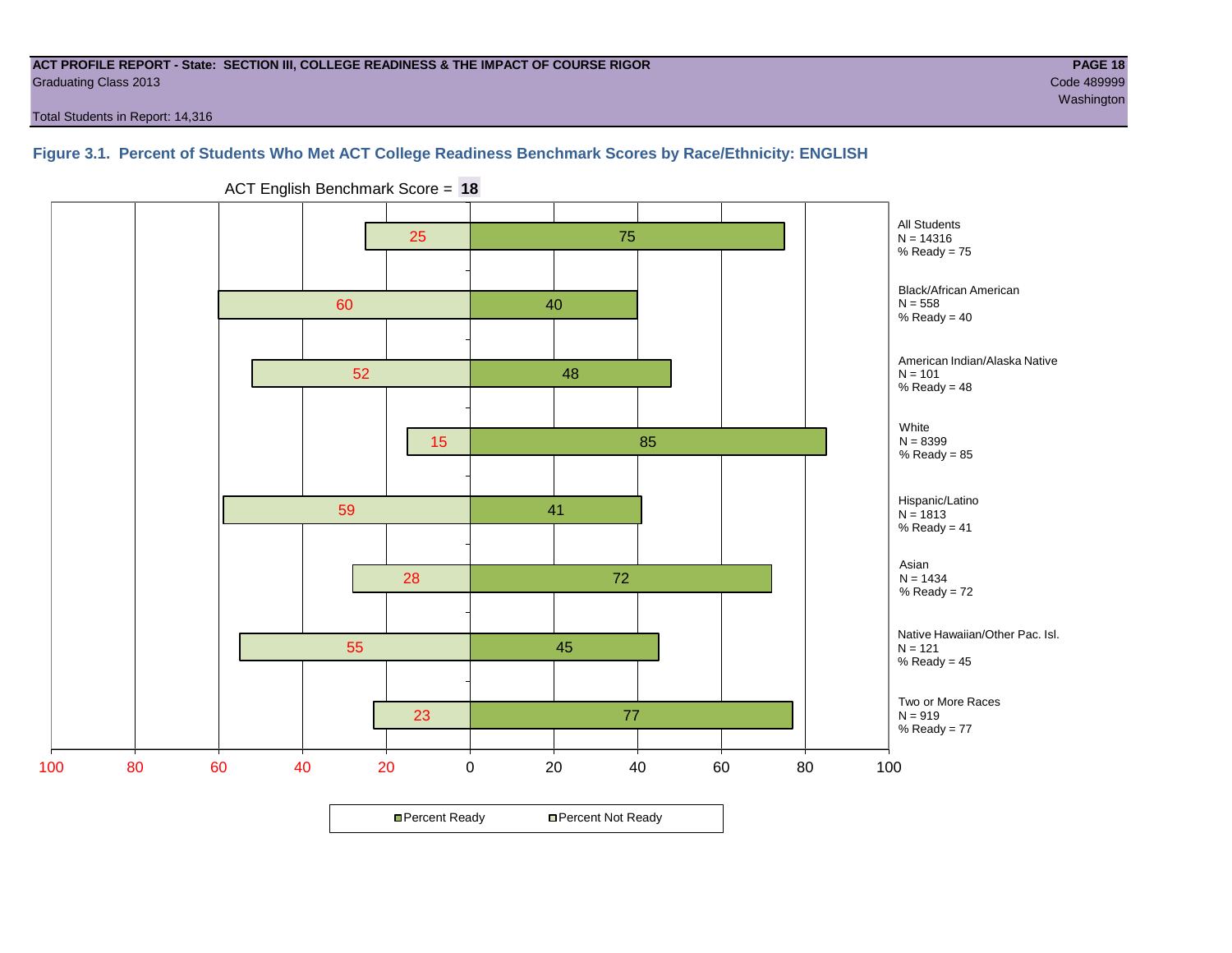**ACT PROFILE REPORT - State: SECTION III, COLLEGE READINESS & THE IMPACT OF COURSE RIGOR**
Graduating Class 2013
Code 489999
Washington

Total Students in Report: 14,316

### Figure 3.1. Percent of Students Who Met ACT College Readiness Benchmark Scores by Race/Ethnicity: ENGLISH

ACT English Benchmark Score = **18**

| Group | N | Percent Not Ready | Percent Ready |
|---|---|---|---|
| All Students | 14316 | 25 | 75 |
| Black/African American | 558 | 60 | 40 |
| American Indian/Alaska Native | 101 | 52 | 48 |
| White | 8399 | 15 | 85 |
| Hispanic/Latino | 1813 | 59 | 41 |
| Asian | 1434 | 28 | 72 |
| Native Hawaiian/Other Pac. Isl. | 121 | 55 | 45 |
| Two or More Races | 919 | 23 | 77 |

All Students
N = 14316
% Ready = 75

Black/African American
N = 558
% Ready = 40

American Indian/Alaska Native
N = 101
% Ready = 48

White
N = 8399
% Ready = 85

Hispanic/Latino
N = 1813
% Ready = 41

Asian
N = 1434
% Ready = 72

Native Hawaiian/Other Pac. Isl.
N = 121
% Ready = 45

Two or More Races
N = 919
% Ready = 77

Percent Ready    Percent Not Ready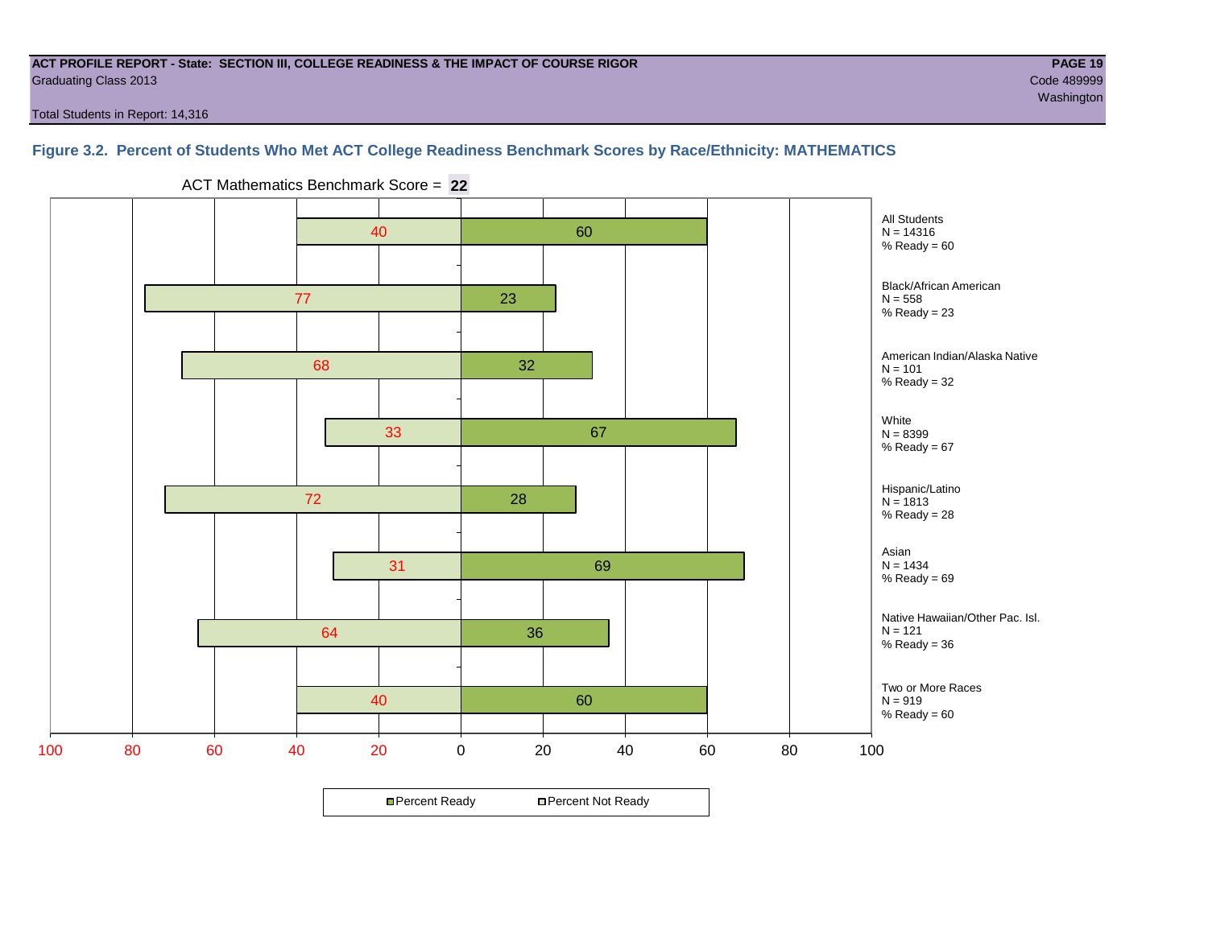**ACT PROFILE REPORT - State: SECTION III, COLLEGE READINESS & THE IMPACT OF COURSE RIGOR**
Graduating Class 2013
Code 489999
Washington

Total Students in Report: 14,316

### Figure 3.2. Percent of Students Who Met ACT College Readiness Benchmark Scores by Race/Ethnicity: MATHEMATICS

ACT Mathematics Benchmark Score = **22**

| Group | N | Percent Not Ready | Percent Ready |
|---|---|---|---|
| All Students | 14316 | 40 | 60 |
| Black/African American | 558 | 77 | 23 |
| American Indian/Alaska Native | 101 | 68 | 32 |
| White | 8399 | 33 | 67 |
| Hispanic/Latino | 1813 | 72 | 28 |
| Asian | 1434 | 31 | 69 |
| Native Hawaiian/Other Pac. Isl. | 121 | 64 | 36 |
| Two or More Races | 919 | 40 | 60 |

Percent Ready  Percent Not Ready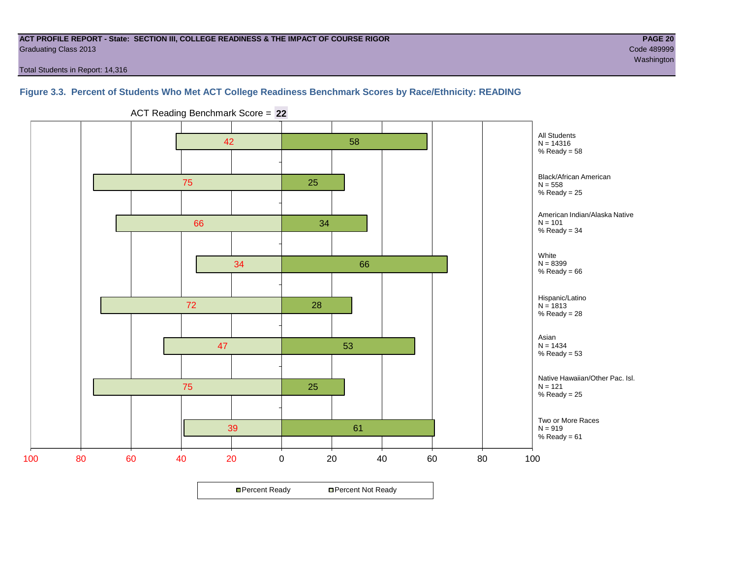ACT PROFILE REPORT - State: SECTION III, COLLEGE READINESS & THE IMPACT OF COURSE RIGOR

Graduating Class 2013

Code 489999

Washington

Total Students in Report: 14,316

### Figure 3.3. Percent of Students Who Met ACT College Readiness Benchmark Scores by Race/Ethnicity: READING

ACT Reading Benchmark Score = **22**

| Group | N | Percent Not Ready | Percent Ready |
|---|---|---|---|
| All Students | 14316 | 42 | 58 |
| Black/African American | 558 | 75 | 25 |
| American Indian/Alaska Native | 101 | 66 | 34 |
| White | 8399 | 34 | 66 |
| Hispanic/Latino | 1813 | 72 | 28 |
| Asian | 1434 | 47 | 53 |
| Native Hawaiian/Other Pac. Isl. | 121 | 75 | 25 |
| Two or More Races | 919 | 39 | 61 |

Percent Ready | Percent Not Ready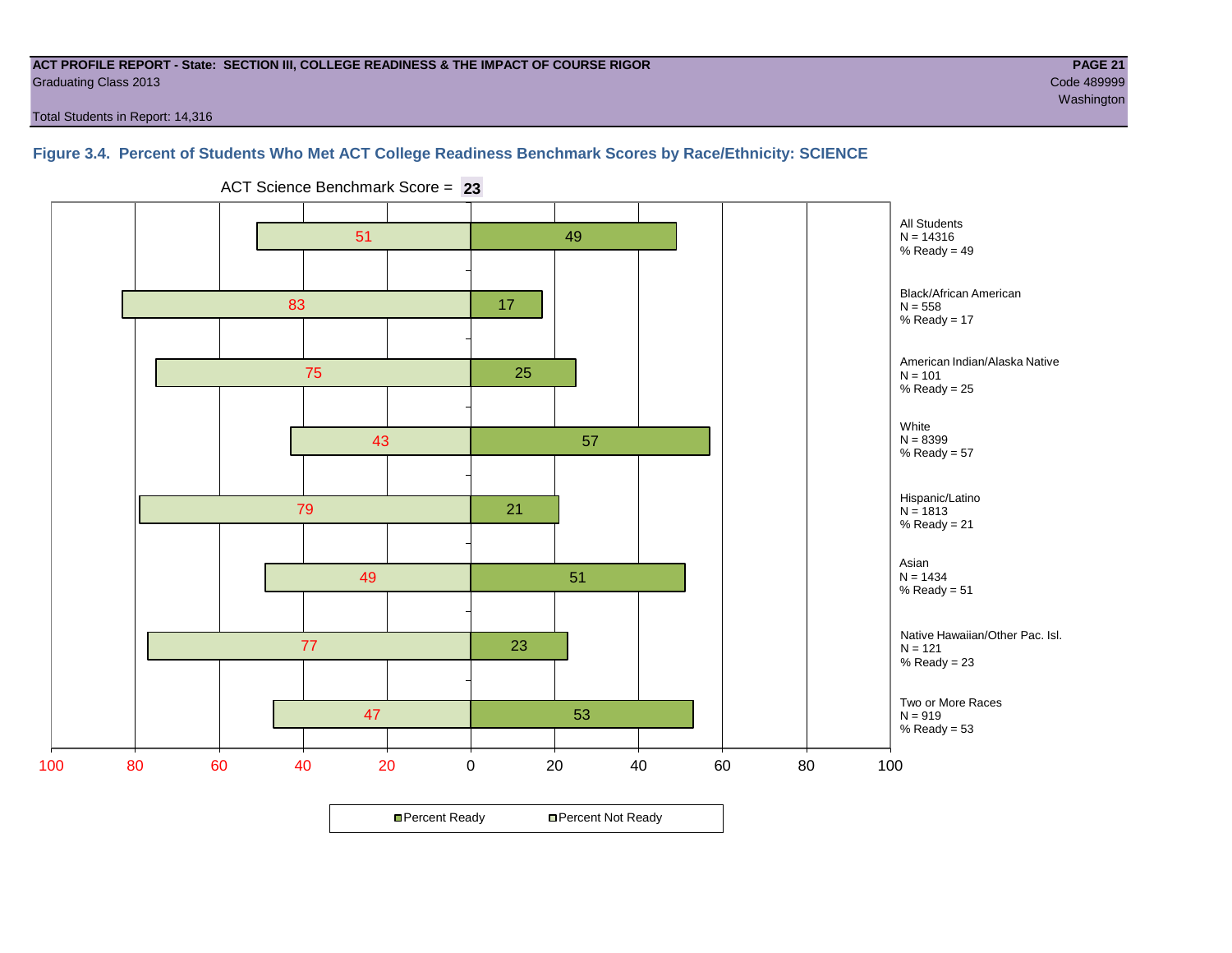**ACT PROFILE REPORT - State: SECTION III, COLLEGE READINESS & THE IMPACT OF COURSE RIGOR**
Graduating Class 2013
Code 489999
Washington
Total Students in Report: 14,316

### Figure 3.4. Percent of Students Who Met ACT College Readiness Benchmark Scores by Race/Ethnicity: SCIENCE

ACT Science Benchmark Score = **23**

| Group | N | Percent Not Ready | Percent Ready |
|---|---|---|---|
| All Students | 14316 | 51 | 49 |
| Black/African American | 558 | 83 | 17 |
| American Indian/Alaska Native | 101 | 75 | 25 |
| White | 8399 | 43 | 57 |
| Hispanic/Latino | 1813 | 79 | 21 |
| Asian | 1434 | 49 | 51 |
| Native Hawaiian/Other Pac. Isl. | 121 | 77 | 23 |
| Two or More Races | 919 | 47 | 53 |

All Students
N = 14316
% Ready = 49

Black/African American
N = 558
% Ready = 17

American Indian/Alaska Native
N = 101
% Ready = 25

White
N = 8399
% Ready = 57

Hispanic/Latino
N = 1813
% Ready = 21

Asian
N = 1434
% Ready = 51

Native Hawaiian/Other Pac. Isl.
N = 121
% Ready = 23

Two or More Races
N = 919
% Ready = 53

Percent Ready | Percent Not Ready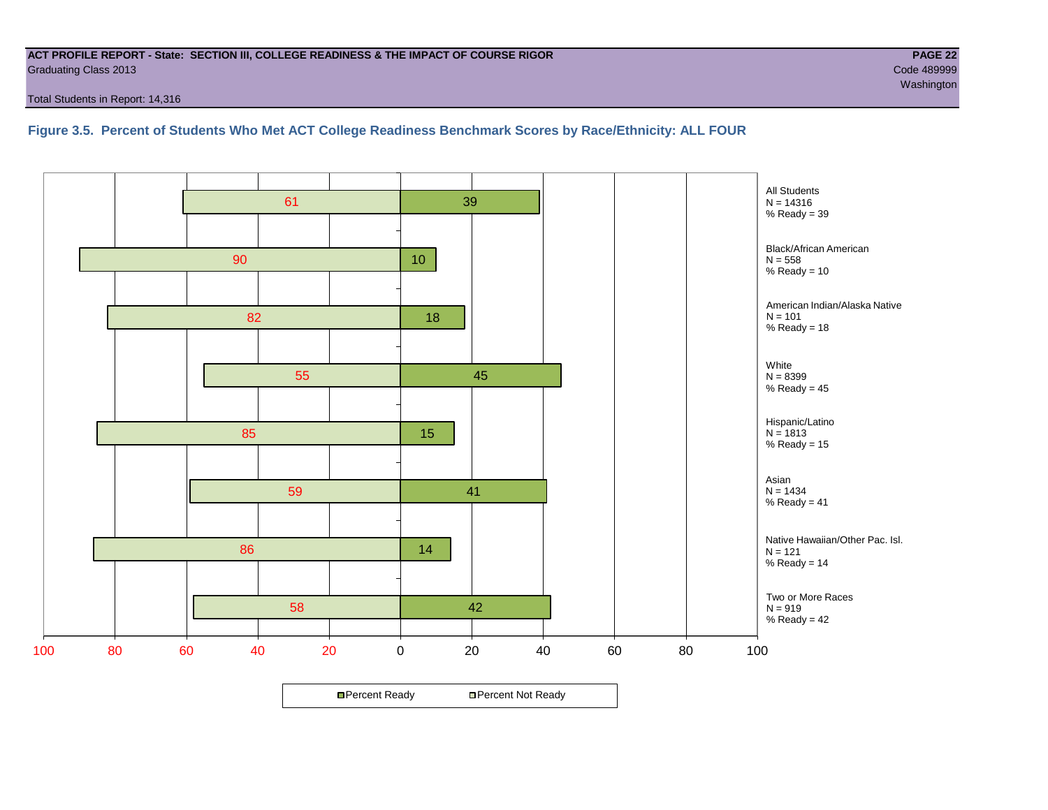**ACT PROFILE REPORT - State: SECTION III, COLLEGE READINESS & THE IMPACT OF COURSE RIGOR**
Graduating Class 2013

Code 489999
Washington

Total Students in Report: 14,316

### Figure 3.5. Percent of Students Who Met ACT College Readiness Benchmark Scores by Race/Ethnicity: ALL FOUR

| Group | N | Percent Not Ready | Percent Ready | % Ready |
|---|---|---|---|---|
| All Students | 14316 | 61 | 39 | 39 |
| Black/African American | 558 | 90 | 10 | 10 |
| American Indian/Alaska Native | 101 | 82 | 18 | 18 |
| White | 8399 | 55 | 45 | 45 |
| Hispanic/Latino | 1813 | 85 | 15 | 15 |
| Asian | 1434 | 59 | 41 | 41 |
| Native Hawaiian/Other Pac. Isl. | 121 | 86 | 14 | 14 |
| Two or More Races | 919 | 58 | 42 | 42 |

Percent Ready | Percent Not Ready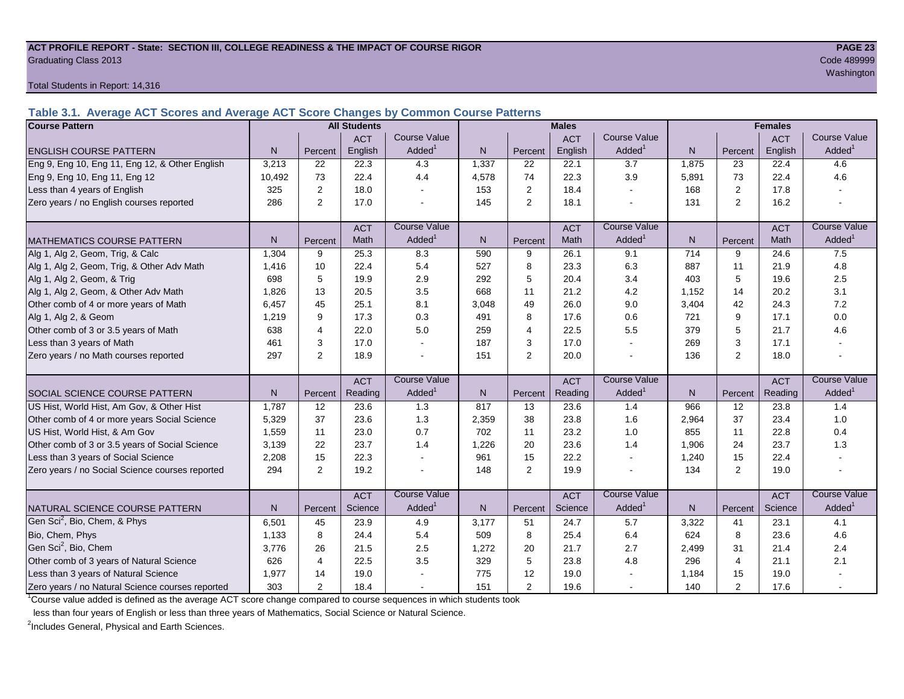ACT PROFILE REPORT - State: SECTION III, COLLEGE READINESS & THE IMPACT OF COURSE RIGOR

Graduating Class 2013

Code 489999

Washington

Total Students in Report: 14,316

### Table 3.1. Average ACT Scores and Average ACT Score Changes by Common Course Patterns

| Course Pattern | All Students | | | | Males | | | | Females | | | |
|---|---|---|---|---|---|---|---|---|---|---|---|---|
| ENGLISH COURSE PATTERN | N | Percent | ACT English | Course Value Added[1] | N | Percent | ACT English | Course Value Added[1] | N | Percent | ACT English | Course Value Added[1] |
| Eng 9, Eng 10, Eng 11, Eng 12, & Other English | 3,213 | 22 | 22.3 | 4.3 | 1,337 | 22 | 22.1 | 3.7 | 1,875 | 23 | 22.4 | 4.6 |
| Eng 9, Eng 10, Eng 11, Eng 12 | 10,492 | 73 | 22.4 | 4.4 | 4,578 | 74 | 22.3 | 3.9 | 5,891 | 73 | 22.4 | 4.6 |
| Less than 4 years of English | 325 | 2 | 18.0 | - | 153 | 2 | 18.4 | - | 168 | 2 | 17.8 | - |
| Zero years / no English courses reported | 286 | 2 | 17.0 | - | 145 | 2 | 18.1 | - | 131 | 2 | 16.2 | - |
| MATHEMATICS COURSE PATTERN | N | Percent | ACT Math | Course Value Added[1] | N | Percent | ACT Math | Course Value Added[1] | N | Percent | ACT Math | Course Value Added[1] |
| Alg 1, Alg 2, Geom, Trig, & Calc | 1,304 | 9 | 25.3 | 8.3 | 590 | 9 | 26.1 | 9.1 | 714 | 9 | 24.6 | 7.5 |
| Alg 1, Alg 2, Geom, Trig, & Other Adv Math | 1,416 | 10 | 22.4 | 5.4 | 527 | 8 | 23.3 | 6.3 | 887 | 11 | 21.9 | 4.8 |
| Alg 1, Alg 2, Geom, & Trig | 698 | 5 | 19.9 | 2.9 | 292 | 5 | 20.4 | 3.4 | 403 | 5 | 19.6 | 2.5 |
| Alg 1, Alg 2, Geom, & Other Adv Math | 1,826 | 13 | 20.5 | 3.5 | 668 | 11 | 21.2 | 4.2 | 1,152 | 14 | 20.2 | 3.1 |
| Other comb of 4 or more years of Math | 6,457 | 45 | 25.1 | 8.1 | 3,048 | 49 | 26.0 | 9.0 | 3,404 | 42 | 24.3 | 7.2 |
| Alg 1, Alg 2, & Geom | 1,219 | 9 | 17.3 | 0.3 | 491 | 8 | 17.6 | 0.6 | 721 | 9 | 17.1 | 0.0 |
| Other comb of 3 or 3.5 years of Math | 638 | 4 | 22.0 | 5.0 | 259 | 4 | 22.5 | 5.5 | 379 | 5 | 21.7 | 4.6 |
| Less than 3 years of Math | 461 | 3 | 17.0 | - | 187 | 3 | 17.0 | - | 269 | 3 | 17.1 | - |
| Zero years / no Math courses reported | 297 | 2 | 18.9 | - | 151 | 2 | 20.0 | - | 136 | 2 | 18.0 | - |
| SOCIAL SCIENCE COURSE PATTERN | N | Percent | ACT Reading | Course Value Added[1] | N | Percent | ACT Reading | Course Value Added[1] | N | Percent | ACT Reading | Course Value Added[1] |
| US Hist, World Hist, Am Gov, & Other Hist | 1,787 | 12 | 23.6 | 1.3 | 817 | 13 | 23.6 | 1.4 | 966 | 12 | 23.8 | 1.4 |
| Other comb of 4 or more years Social Science | 5,329 | 37 | 23.6 | 1.3 | 2,359 | 38 | 23.8 | 1.6 | 2,964 | 37 | 23.4 | 1.0 |
| US Hist, World Hist, & Am Gov | 1,559 | 11 | 23.0 | 0.7 | 702 | 11 | 23.2 | 1.0 | 855 | 11 | 22.8 | 0.4 |
| Other comb of 3 or 3.5 years of Social Science | 3,139 | 22 | 23.7 | 1.4 | 1,226 | 20 | 23.6 | 1.4 | 1,906 | 24 | 23.7 | 1.3 |
| Less than 3 years of Social Science | 2,208 | 15 | 22.3 | - | 961 | 15 | 22.2 | - | 1,240 | 15 | 22.4 | - |
| Zero years / no Social Science courses reported | 294 | 2 | 19.2 | - | 148 | 2 | 19.9 | - | 134 | 2 | 19.0 | - |
| NATURAL SCIENCE COURSE PATTERN | N | Percent | ACT Science | Course Value Added[1] | N | Percent | ACT Science | Course Value Added[1] | N | Percent | ACT Science | Course Value Added[1] |
| Gen Sci[2], Bio, Chem, & Phys | 6,501 | 45 | 23.9 | 4.9 | 3,177 | 51 | 24.7 | 5.7 | 3,322 | 41 | 23.1 | 4.1 |
| Bio, Chem, Phys | 1,133 | 8 | 24.4 | 5.4 | 509 | 8 | 25.4 | 6.4 | 624 | 8 | 23.6 | 4.6 |
| Gen Sci[2], Bio, Chem | 3,776 | 26 | 21.5 | 2.5 | 1,272 | 20 | 21.7 | 2.7 | 2,499 | 31 | 21.4 | 2.4 |
| Other comb of 3 years of Natural Science | 626 | 4 | 22.5 | 3.5 | 329 | 5 | 23.8 | 4.8 | 296 | 4 | 21.1 | 2.1 |
| Less than 3 years of Natural Science | 1,977 | 14 | 19.0 | - | 775 | 12 | 19.0 | - | 1,184 | 15 | 19.0 | - |
| Zero years / no Natural Science courses reported | 303 | 2 | 18.4 | - | 151 | 2 | 19.6 | - | 140 | 2 | 17.6 | - |

[1]Course value added is defined as the average ACT score change compared to course sequences in which students took less than four years of English or less than three years of Mathematics, Social Science or Natural Science.

[2]Includes General, Physical and Earth Sciences.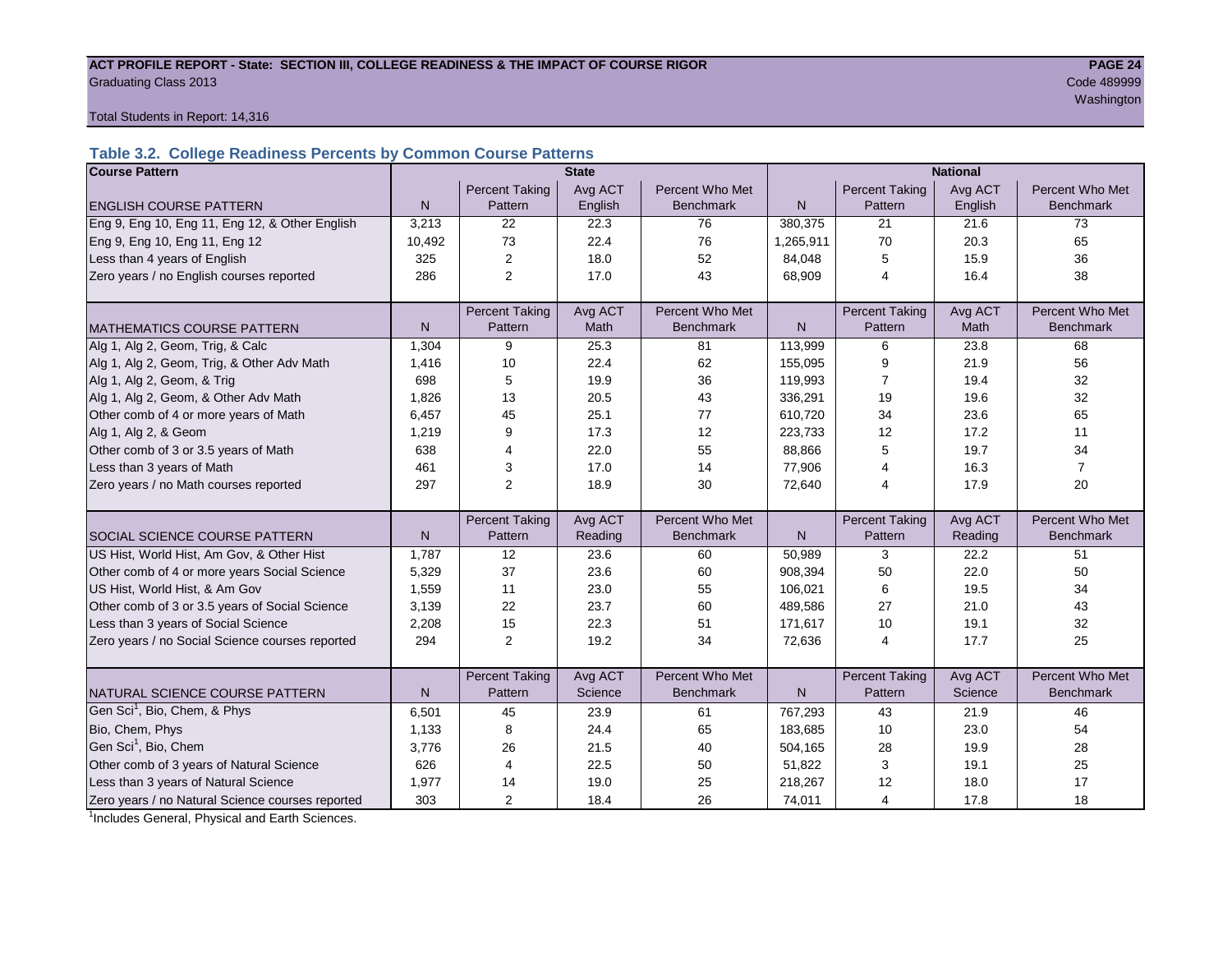**ACT PROFILE REPORT - State: SECTION III, COLLEGE READINESS & THE IMPACT OF COURSE RIGOR**

Graduating Class 2013

Code 489999

Washington

Total Students in Report: 14,316

### Table 3.2. College Readiness Percents by Common Course Patterns

| Course Pattern | State | | | | National | | | |
|---|---|---|---|---|---|---|---|---|
| ENGLISH COURSE PATTERN | N | Percent Taking Pattern | Avg ACT English | Percent Who Met Benchmark | N | Percent Taking Pattern | Avg ACT English | Percent Who Met Benchmark |
| Eng 9, Eng 10, Eng 11, Eng 12, & Other English | 3,213 | 22 | 22.3 | 76 | 380,375 | 21 | 21.6 | 73 |
| Eng 9, Eng 10, Eng 11, Eng 12 | 10,492 | 73 | 22.4 | 76 | 1,265,911 | 70 | 20.3 | 65 |
| Less than 4 years of English | 325 | 2 | 18.0 | 52 | 84,048 | 5 | 15.9 | 36 |
| Zero years / no English courses reported | 286 | 2 | 17.0 | 43 | 68,909 | 4 | 16.4 | 38 |
| MATHEMATICS COURSE PATTERN | N | Percent Taking Pattern | Avg ACT Math | Percent Who Met Benchmark | N | Percent Taking Pattern | Avg ACT Math | Percent Who Met Benchmark |
| Alg 1, Alg 2, Geom, Trig, & Calc | 1,304 | 9 | 25.3 | 81 | 113,999 | 6 | 23.8 | 68 |
| Alg 1, Alg 2, Geom, Trig, & Other Adv Math | 1,416 | 10 | 22.4 | 62 | 155,095 | 9 | 21.9 | 56 |
| Alg 1, Alg 2, Geom, & Trig | 698 | 5 | 19.9 | 36 | 119,993 | 7 | 19.4 | 32 |
| Alg 1, Alg 2, Geom, & Other Adv Math | 1,826 | 13 | 20.5 | 43 | 336,291 | 19 | 19.6 | 32 |
| Other comb of 4 or more years of Math | 6,457 | 45 | 25.1 | 77 | 610,720 | 34 | 23.6 | 65 |
| Alg 1, Alg 2, & Geom | 1,219 | 9 | 17.3 | 12 | 223,733 | 12 | 17.2 | 11 |
| Other comb of 3 or 3.5 years of Math | 638 | 4 | 22.0 | 55 | 88,866 | 5 | 19.7 | 34 |
| Less than 3 years of Math | 461 | 3 | 17.0 | 14 | 77,906 | 4 | 16.3 | 7 |
| Zero years / no Math courses reported | 297 | 2 | 18.9 | 30 | 72,640 | 4 | 17.9 | 20 |
| SOCIAL SCIENCE COURSE PATTERN | N | Percent Taking Pattern | Avg ACT Reading | Percent Who Met Benchmark | N | Percent Taking Pattern | Avg ACT Reading | Percent Who Met Benchmark |
| US Hist, World Hist, Am Gov, & Other Hist | 1,787 | 12 | 23.6 | 60 | 50,989 | 3 | 22.2 | 51 |
| Other comb of 4 or more years Social Science | 5,329 | 37 | 23.6 | 60 | 908,394 | 50 | 22.0 | 50 |
| US Hist, World Hist, & Am Gov | 1,559 | 11 | 23.0 | 55 | 106,021 | 6 | 19.5 | 34 |
| Other comb of 3 or 3.5 years of Social Science | 3,139 | 22 | 23.7 | 60 | 489,586 | 27 | 21.0 | 43 |
| Less than 3 years of Social Science | 2,208 | 15 | 22.3 | 51 | 171,617 | 10 | 19.1 | 32 |
| Zero years / no Social Science courses reported | 294 | 2 | 19.2 | 34 | 72,636 | 4 | 17.7 | 25 |
| NATURAL SCIENCE COURSE PATTERN | N | Percent Taking Pattern | Avg ACT Science | Percent Who Met Benchmark | N | Percent Taking Pattern | Avg ACT Science | Percent Who Met Benchmark |
| Gen Sci[1], Bio, Chem, & Phys | 6,501 | 45 | 23.9 | 61 | 767,293 | 43 | 21.9 | 46 |
| Bio, Chem, Phys | 1,133 | 8 | 24.4 | 65 | 183,685 | 10 | 23.0 | 54 |
| Gen Sci[1], Bio, Chem | 3,776 | 26 | 21.5 | 40 | 504,165 | 28 | 19.9 | 28 |
| Other comb of 3 years of Natural Science | 626 | 4 | 22.5 | 50 | 51,822 | 3 | 19.1 | 25 |
| Less than 3 years of Natural Science | 1,977 | 14 | 19.0 | 25 | 218,267 | 12 | 18.0 | 17 |
| Zero years / no Natural Science courses reported | 303 | 2 | 18.4 | 26 | 74,011 | 4 | 17.8 | 18 |

[1]Includes General, Physical and Earth Sciences.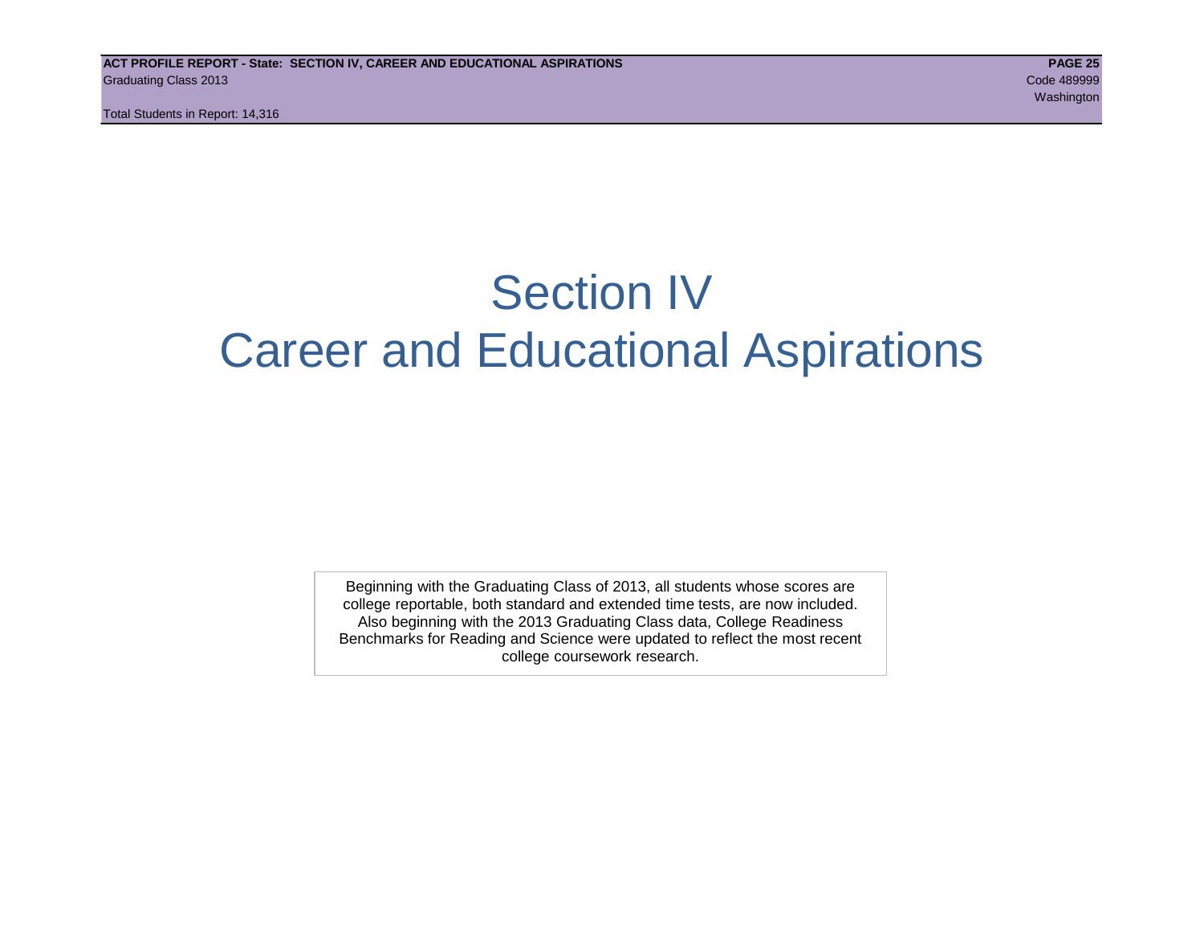# Section IV
# Career and Educational Aspirations

Beginning with the Graduating Class of 2013, all students whose scores are college reportable, both standard and extended time tests, are now included. Also beginning with the 2013 Graduating Class data, College Readiness Benchmarks for Reading and Science were updated to reflect the most recent college coursework research.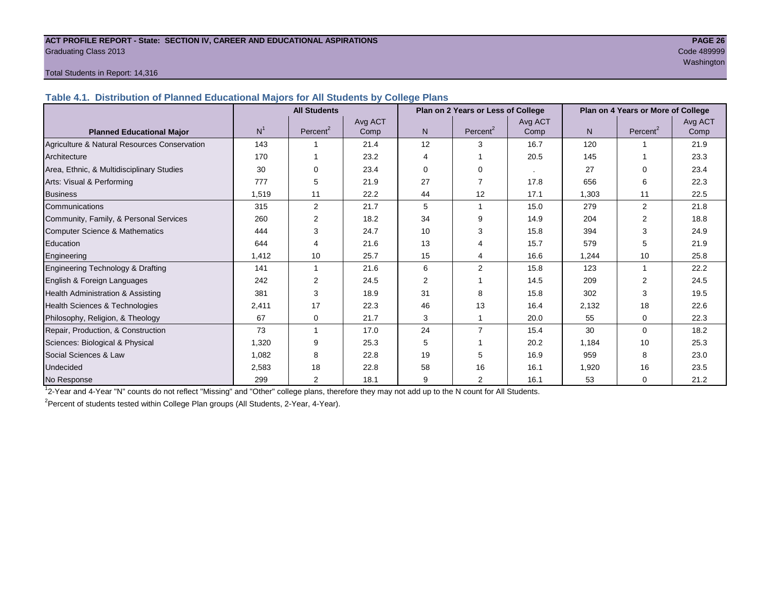**ACT PROFILE REPORT - State: SECTION IV, CAREER AND EDUCATIONAL ASPIRATIONS**
Graduating Class 2013

Code 489999
Washington

Total Students in Report: 14,316

## Table 4.1. Distribution of Planned Educational Majors for All Students by College Plans

| | All Students | | | Plan on 2 Years or Less of College | | | Plan on 4 Years or More of College | | |
|---|---|---|---|---|---|---|---|---|---|
| Planned Educational Major | N[1] | Percent[2] | Avg ACT Comp | N | Percent[2] | Avg ACT Comp | N | Percent[2] | Avg ACT Comp |
| Agriculture & Natural Resources Conservation | 143 | 1 | 21.4 | 12 | 3 | 16.7 | 120 | 1 | 21.9 |
| Architecture | 170 | 1 | 23.2 | 4 | 1 | 20.5 | 145 | 1 | 23.3 |
| Area, Ethnic, & Multidisciplinary Studies | 30 | 0 | 23.4 | 0 | 0 | . | 27 | 0 | 23.4 |
| Arts: Visual & Performing | 777 | 5 | 21.9 | 27 | 7 | 17.8 | 656 | 6 | 22.3 |
| Business | 1,519 | 11 | 22.2 | 44 | 12 | 17.1 | 1,303 | 11 | 22.5 |
| Communications | 315 | 2 | 21.7 | 5 | 1 | 15.0 | 279 | 2 | 21.8 |
| Community, Family, & Personal Services | 260 | 2 | 18.2 | 34 | 9 | 14.9 | 204 | 2 | 18.8 |
| Computer Science & Mathematics | 444 | 3 | 24.7 | 10 | 3 | 15.8 | 394 | 3 | 24.9 |
| Education | 644 | 4 | 21.6 | 13 | 4 | 15.7 | 579 | 5 | 21.9 |
| Engineering | 1,412 | 10 | 25.7 | 15 | 4 | 16.6 | 1,244 | 10 | 25.8 |
| Engineering Technology & Drafting | 141 | 1 | 21.6 | 6 | 2 | 15.8 | 123 | 1 | 22.2 |
| English & Foreign Languages | 242 | 2 | 24.5 | 2 | 1 | 14.5 | 209 | 2 | 24.5 |
| Health Administration & Assisting | 381 | 3 | 18.9 | 31 | 8 | 15.8 | 302 | 3 | 19.5 |
| Health Sciences & Technologies | 2,411 | 17 | 22.3 | 46 | 13 | 16.4 | 2,132 | 18 | 22.6 |
| Philosophy, Religion, & Theology | 67 | 0 | 21.7 | 3 | 1 | 20.0 | 55 | 0 | 22.3 |
| Repair, Production, & Construction | 73 | 1 | 17.0 | 24 | 7 | 15.4 | 30 | 0 | 18.2 |
| Sciences: Biological & Physical | 1,320 | 9 | 25.3 | 5 | 1 | 20.2 | 1,184 | 10 | 25.3 |
| Social Sciences & Law | 1,082 | 8 | 22.8 | 19 | 5 | 16.9 | 959 | 8 | 23.0 |
| Undecided | 2,583 | 18 | 22.8 | 58 | 16 | 16.1 | 1,920 | 16 | 23.5 |
| No Response | 299 | 2 | 18.1 | 9 | 2 | 16.1 | 53 | 0 | 21.2 |

[1]2-Year and 4-Year "N" counts do not reflect "Missing" and "Other" college plans, therefore they may not add up to the N count for All Students.

[2]Percent of students tested within College Plan groups (All Students, 2-Year, 4-Year).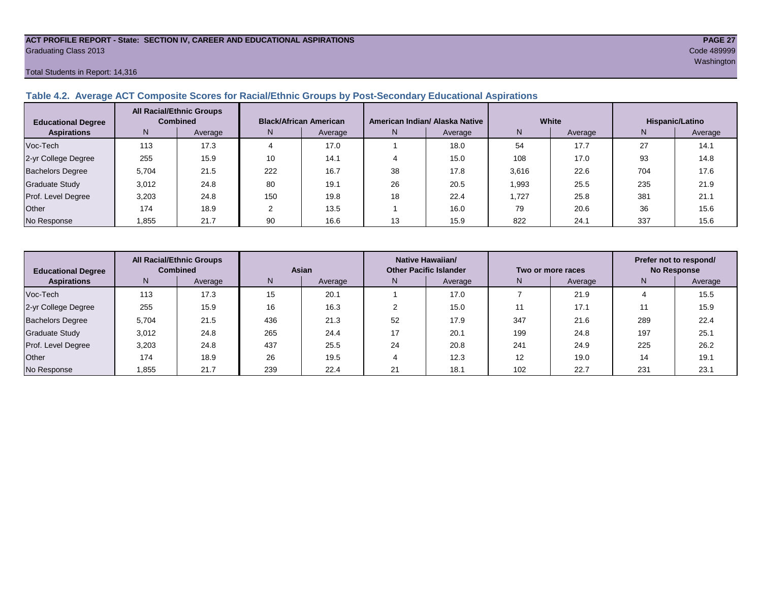**ACT PROFILE REPORT - State: SECTION IV, CAREER AND EDUCATIONAL ASPIRATIONS**

Graduating Class 2013

Code 489999

Washington

Total Students in Report: 14,316

### Table 4.2. Average ACT Composite Scores for Racial/Ethnic Groups by Post-Secondary Educational Aspirations

| Educational Degree Aspirations | All Racial/Ethnic Groups Combined | | Black/African American | | American Indian/ Alaska Native | | White | | Hispanic/Latino | |
|---|---|---|---|---|---|---|---|---|---|---|
| | N | Average | N | Average | N | Average | N | Average | N | Average |
| Voc-Tech | 113 | 17.3 | 4 | 17.0 | 1 | 18.0 | 54 | 17.7 | 27 | 14.1 |
| 2-yr College Degree | 255 | 15.9 | 10 | 14.1 | 4 | 15.0 | 108 | 17.0 | 93 | 14.8 |
| Bachelors Degree | 5,704 | 21.5 | 222 | 16.7 | 38 | 17.8 | 3,616 | 22.6 | 704 | 17.6 |
| Graduate Study | 3,012 | 24.8 | 80 | 19.1 | 26 | 20.5 | 1,993 | 25.5 | 235 | 21.9 |
| Prof. Level Degree | 3,203 | 24.8 | 150 | 19.8 | 18 | 22.4 | 1,727 | 25.8 | 381 | 21.1 |
| Other | 174 | 18.9 | 2 | 13.5 | 1 | 16.0 | 79 | 20.6 | 36 | 15.6 |
| No Response | 1,855 | 21.7 | 90 | 16.6 | 13 | 15.9 | 822 | 24.1 | 337 | 15.6 |

| Educational Degree Aspirations | All Racial/Ethnic Groups Combined | | Asian | | Native Hawaiian/ Other Pacific Islander | | Two or more races | | Prefer not to respond/ No Response | |
|---|---|---|---|---|---|---|---|---|---|---|
| | N | Average | N | Average | N | Average | N | Average | N | Average |
| Voc-Tech | 113 | 17.3 | 15 | 20.1 | 1 | 17.0 | 7 | 21.9 | 4 | 15.5 |
| 2-yr College Degree | 255 | 15.9 | 16 | 16.3 | 2 | 15.0 | 11 | 17.1 | 11 | 15.9 |
| Bachelors Degree | 5,704 | 21.5 | 436 | 21.3 | 52 | 17.9 | 347 | 21.6 | 289 | 22.4 |
| Graduate Study | 3,012 | 24.8 | 265 | 24.4 | 17 | 20.1 | 199 | 24.8 | 197 | 25.1 |
| Prof. Level Degree | 3,203 | 24.8 | 437 | 25.5 | 24 | 20.8 | 241 | 24.9 | 225 | 26.2 |
| Other | 174 | 18.9 | 26 | 19.5 | 4 | 12.3 | 12 | 19.0 | 14 | 19.1 |
| No Response | 1,855 | 21.7 | 239 | 22.4 | 21 | 18.1 | 102 | 22.7 | 231 | 23.1 |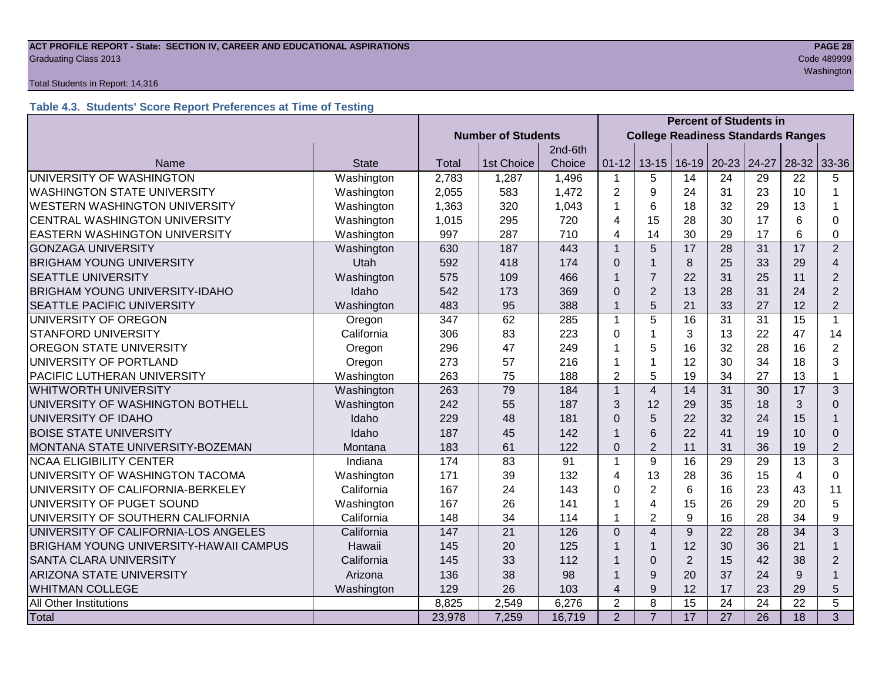## Table 4.3. Students' Score Report Preferences at Time of Testing

| | | Number of Students | | | Percent of Students in College Readiness Standards Ranges | | | | | | |
|---|---|---|---|---|---|---|---|---|---|---|---|
| Name | State | Total | 1st Choice | 2nd-6th Choice | 01-12 | 13-15 | 16-19 | 20-23 | 24-27 | 28-32 | 33-36 |
| UNIVERSITY OF WASHINGTON | Washington | 2,783 | 1,287 | 1,496 | 1 | 5 | 14 | 24 | 29 | 22 | 5 |
| WASHINGTON STATE UNIVERSITY | Washington | 2,055 | 583 | 1,472 | 2 | 9 | 24 | 31 | 23 | 10 | 1 |
| WESTERN WASHINGTON UNIVERSITY | Washington | 1,363 | 320 | 1,043 | 1 | 6 | 18 | 32 | 29 | 13 | 1 |
| CENTRAL WASHINGTON UNIVERSITY | Washington | 1,015 | 295 | 720 | 4 | 15 | 28 | 30 | 17 | 6 | 0 |
| EASTERN WASHINGTON UNIVERSITY | Washington | 997 | 287 | 710 | 4 | 14 | 30 | 29 | 17 | 6 | 0 |
| GONZAGA UNIVERSITY | Washington | 630 | 187 | 443 | 1 | 5 | 17 | 28 | 31 | 17 | 2 |
| BRIGHAM YOUNG UNIVERSITY | Utah | 592 | 418 | 174 | 0 | 1 | 8 | 25 | 33 | 29 | 4 |
| SEATTLE UNIVERSITY | Washington | 575 | 109 | 466 | 1 | 7 | 22 | 31 | 25 | 11 | 2 |
| BRIGHAM YOUNG UNIVERSITY-IDAHO | Idaho | 542 | 173 | 369 | 0 | 2 | 13 | 28 | 31 | 24 | 2 |
| SEATTLE PACIFIC UNIVERSITY | Washington | 483 | 95 | 388 | 1 | 5 | 21 | 33 | 27 | 12 | 2 |
| UNIVERSITY OF OREGON | Oregon | 347 | 62 | 285 | 1 | 5 | 16 | 31 | 31 | 15 | 1 |
| STANFORD UNIVERSITY | California | 306 | 83 | 223 | 0 | 1 | 3 | 13 | 22 | 47 | 14 |
| OREGON STATE UNIVERSITY | Oregon | 296 | 47 | 249 | 1 | 5 | 16 | 32 | 28 | 16 | 2 |
| UNIVERSITY OF PORTLAND | Oregon | 273 | 57 | 216 | 1 | 1 | 12 | 30 | 34 | 18 | 3 |
| PACIFIC LUTHERAN UNIVERSITY | Washington | 263 | 75 | 188 | 2 | 5 | 19 | 34 | 27 | 13 | 1 |
| WHITWORTH UNIVERSITY | Washington | 263 | 79 | 184 | 1 | 4 | 14 | 31 | 30 | 17 | 3 |
| UNIVERSITY OF WASHINGTON BOTHELL | Washington | 242 | 55 | 187 | 3 | 12 | 29 | 35 | 18 | 3 | 0 |
| UNIVERSITY OF IDAHO | Idaho | 229 | 48 | 181 | 0 | 5 | 22 | 32 | 24 | 15 | 1 |
| BOISE STATE UNIVERSITY | Idaho | 187 | 45 | 142 | 1 | 6 | 22 | 41 | 19 | 10 | 0 |
| MONTANA STATE UNIVERSITY-BOZEMAN | Montana | 183 | 61 | 122 | 0 | 2 | 11 | 31 | 36 | 19 | 2 |
| NCAA ELIGIBILITY CENTER | Indiana | 174 | 83 | 91 | 1 | 9 | 16 | 29 | 29 | 13 | 3 |
| UNIVERSITY OF WASHINGTON TACOMA | Washington | 171 | 39 | 132 | 4 | 13 | 28 | 36 | 15 | 4 | 0 |
| UNIVERSITY OF CALIFORNIA-BERKELEY | California | 167 | 24 | 143 | 0 | 2 | 6 | 16 | 23 | 43 | 11 |
| UNIVERSITY OF PUGET SOUND | Washington | 167 | 26 | 141 | 1 | 4 | 15 | 26 | 29 | 20 | 5 |
| UNIVERSITY OF SOUTHERN CALIFORNIA | California | 148 | 34 | 114 | 1 | 2 | 9 | 16 | 28 | 34 | 9 |
| UNIVERSITY OF CALIFORNIA-LOS ANGELES | California | 147 | 21 | 126 | 0 | 4 | 9 | 22 | 28 | 34 | 3 |
| BRIGHAM YOUNG UNIVERSITY-HAWAII CAMPUS | Hawaii | 145 | 20 | 125 | 1 | 1 | 12 | 30 | 36 | 21 | 1 |
| SANTA CLARA UNIVERSITY | California | 145 | 33 | 112 | 1 | 0 | 2 | 15 | 42 | 38 | 2 |
| ARIZONA STATE UNIVERSITY | Arizona | 136 | 38 | 98 | 1 | 9 | 20 | 37 | 24 | 9 | 1 |
| WHITMAN COLLEGE | Washington | 129 | 26 | 103 | 4 | 9 | 12 | 17 | 23 | 29 | 5 |
| All Other Institutions | | 8,825 | 2,549 | 6,276 | 2 | 8 | 15 | 24 | 24 | 22 | 5 |
| Total | | 23,978 | 7,259 | 16,719 | 2 | 7 | 17 | 27 | 26 | 18 | 3 |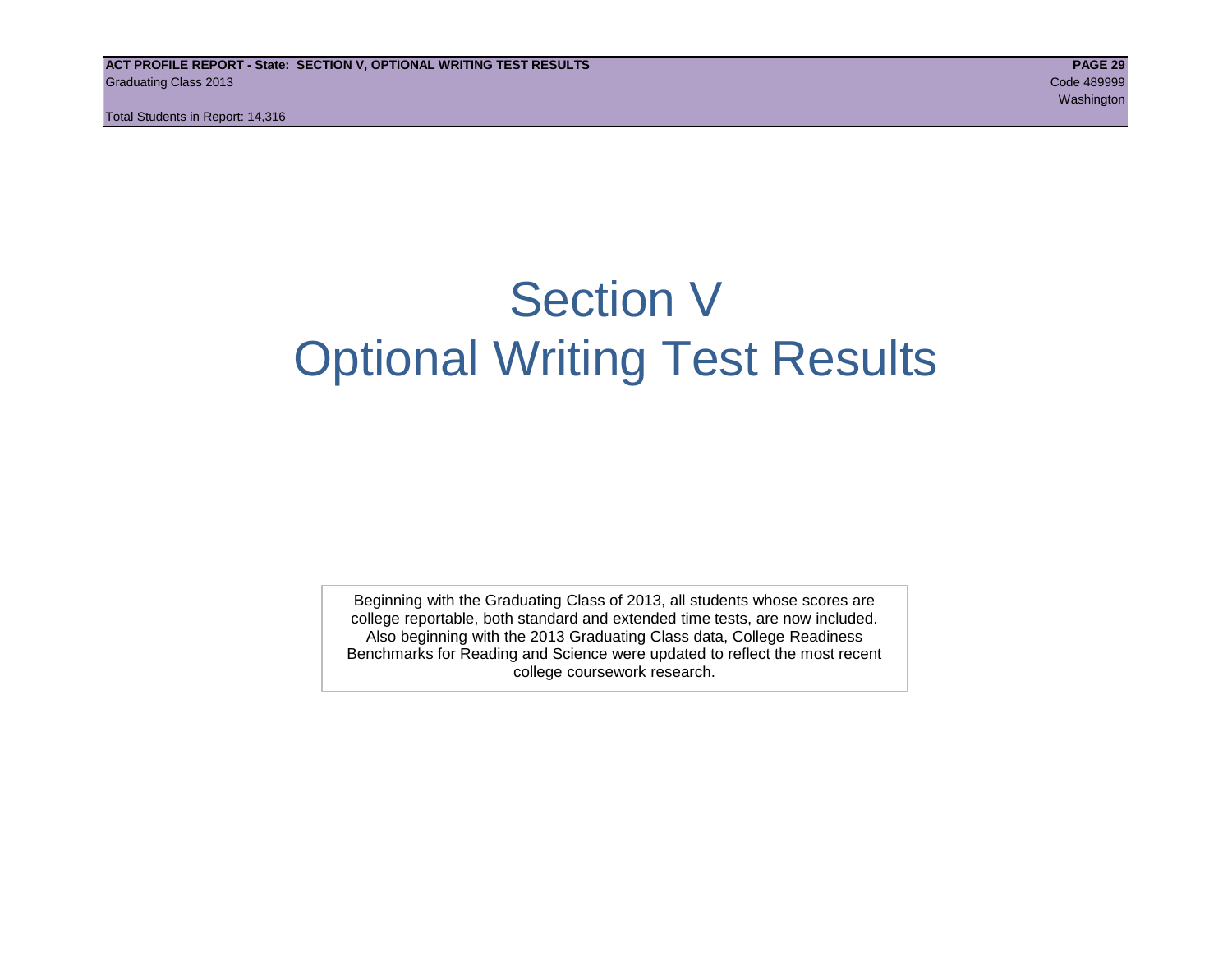# Section V
# Optional Writing Test Results

Beginning with the Graduating Class of 2013, all students whose scores are college reportable, both standard and extended time tests, are now included. Also beginning with the 2013 Graduating Class data, College Readiness Benchmarks for Reading and Science were updated to reflect the most recent college coursework research.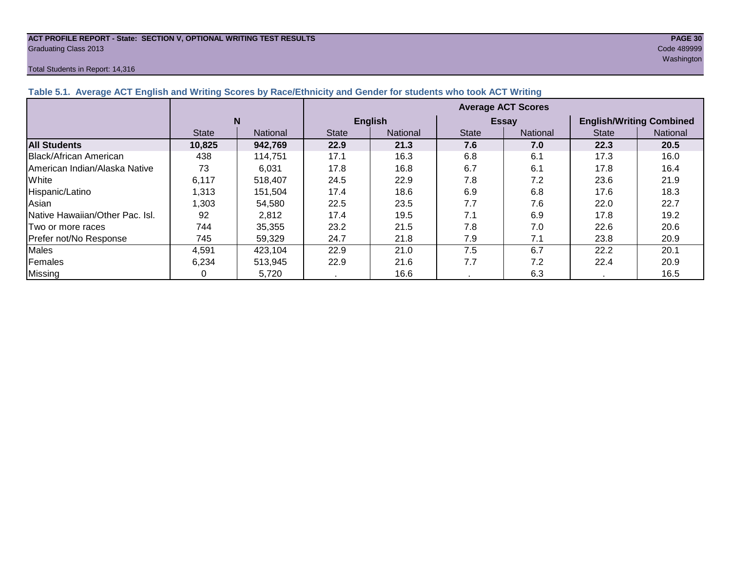**ACT PROFILE REPORT - State: SECTION V, OPTIONAL WRITING TEST RESULTS**
Graduating Class 2013

Code 489999
Washington

Total Students in Report: 14,316

### Table 5.1. Average ACT English and Writing Scores by Race/Ethnicity and Gender for students who took ACT Writing

| | N | | Average ACT Scores | | | | | |
|---|---|---|---|---|---|---|---|---|
| | | | English | | Essay | | English/Writing Combined | |
| | State | National | State | National | State | National | State | National |
| **All Students** | **10,825** | **942,769** | **22.9** | **21.3** | **7.6** | **7.0** | **22.3** | **20.5** |
| Black/African American | 438 | 114,751 | 17.1 | 16.3 | 6.8 | 6.1 | 17.3 | 16.0 |
| American Indian/Alaska Native | 73 | 6,031 | 17.8 | 16.8 | 6.7 | 6.1 | 17.8 | 16.4 |
| White | 6,117 | 518,407 | 24.5 | 22.9 | 7.8 | 7.2 | 23.6 | 21.9 |
| Hispanic/Latino | 1,313 | 151,504 | 17.4 | 18.6 | 6.9 | 6.8 | 17.6 | 18.3 |
| Asian | 1,303 | 54,580 | 22.5 | 23.5 | 7.7 | 7.6 | 22.0 | 22.7 |
| Native Hawaiian/Other Pac. Isl. | 92 | 2,812 | 17.4 | 19.5 | 7.1 | 6.9 | 17.8 | 19.2 |
| Two or more races | 744 | 35,355 | 23.2 | 21.5 | 7.8 | 7.0 | 22.6 | 20.6 |
| Prefer not/No Response | 745 | 59,329 | 24.7 | 21.8 | 7.9 | 7.1 | 23.8 | 20.9 |
| Males | 4,591 | 423,104 | 22.9 | 21.0 | 7.5 | 6.7 | 22.2 | 20.1 |
| Females | 6,234 | 513,945 | 22.9 | 21.6 | 7.7 | 7.2 | 22.4 | 20.9 |
| Missing | 0 | 5,720 | . | 16.6 | . | 6.3 | . | 16.5 |